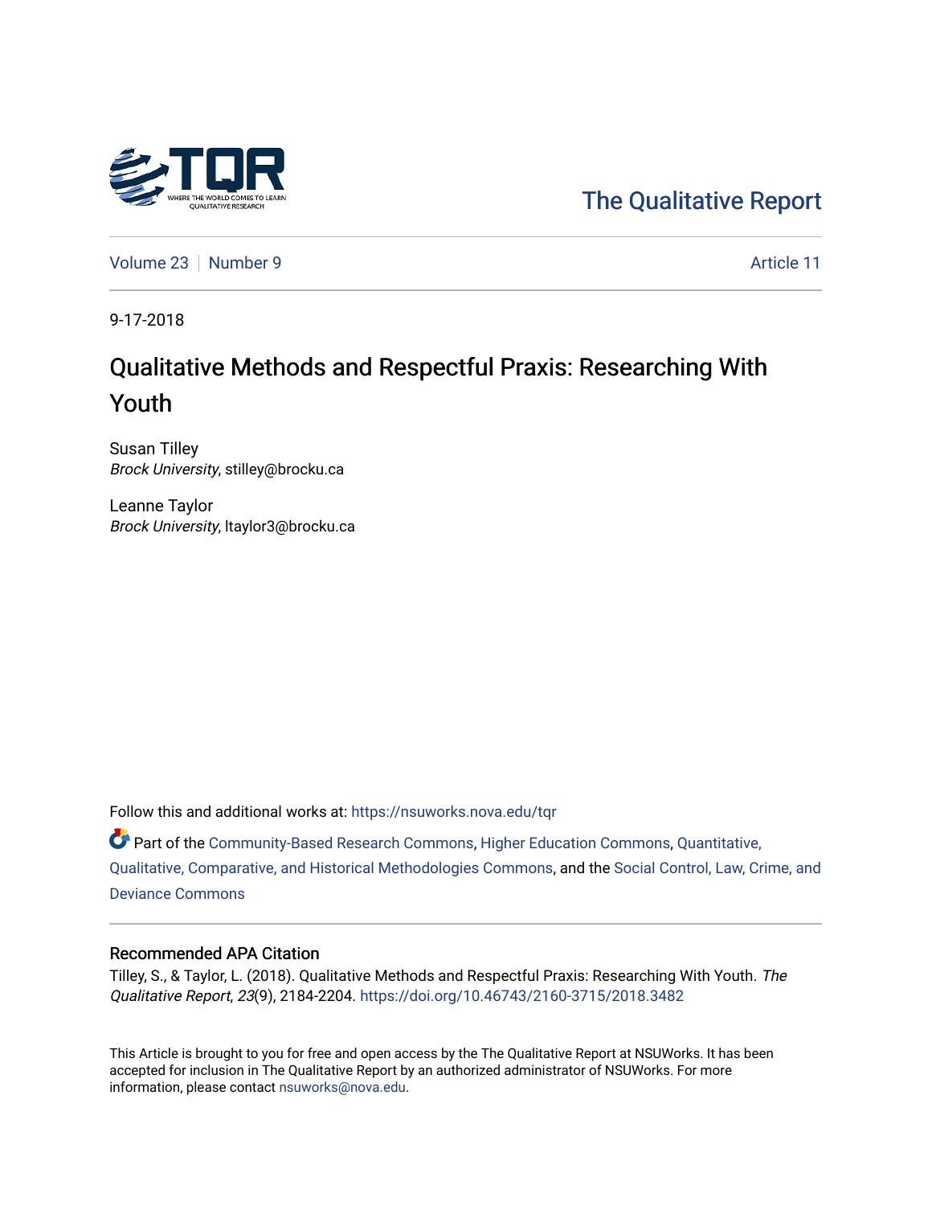The Qualitative Report

Volume 23 | Number 9 | Article 11

9-17-2018

# Qualitative Methods and Respectful Praxis: Researching With Youth

Susan Tilley
*Brock University*, stilley@brocku.ca

Leanne Taylor
*Brock University*, ltaylor3@brocku.ca

Follow this and additional works at: https://nsuworks.nova.edu/tqr

Part of the Community-Based Research Commons, Higher Education Commons, Quantitative, Qualitative, Comparative, and Historical Methodologies Commons, and the Social Control, Law, Crime, and Deviance Commons

## Recommended APA Citation

Tilley, S., & Taylor, L. (2018). Qualitative Methods and Respectful Praxis: Researching With Youth. *The Qualitative Report*, *23*(9), 2184-2204. https://doi.org/10.46743/2160-3715/2018.3482

This Article is brought to you for free and open access by the The Qualitative Report at NSUWorks. It has been accepted for inclusion in The Qualitative Report by an authorized administrator of NSUWorks. For more information, please contact nsuworks@nova.edu.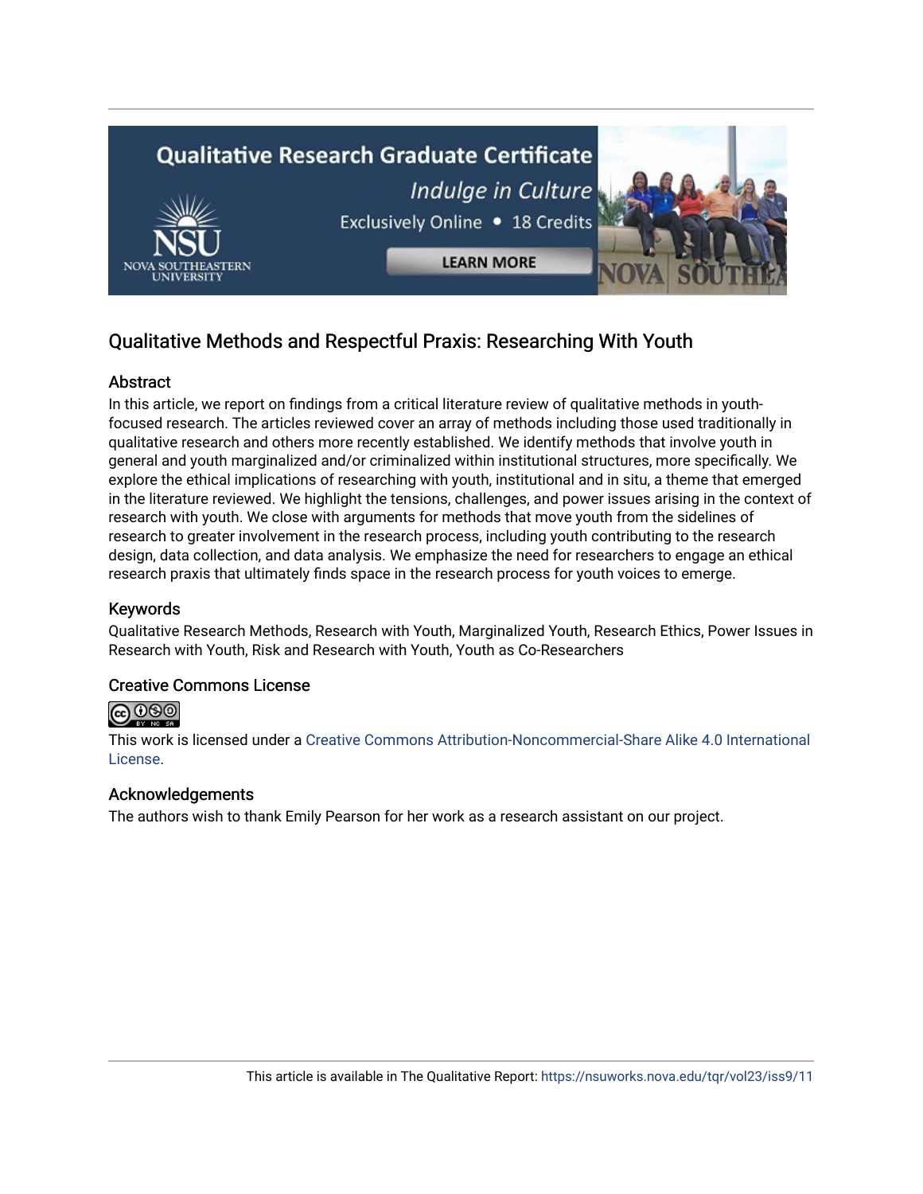## Qualitative Methods and Respectful Praxis: Researching With Youth

### Abstract

In this article, we report on findings from a critical literature review of qualitative methods in youth-focused research. The articles reviewed cover an array of methods including those used traditionally in qualitative research and others more recently established. We identify methods that involve youth in general and youth marginalized and/or criminalized within institutional structures, more specifically. We explore the ethical implications of researching with youth, institutional and in situ, a theme that emerged in the literature reviewed. We highlight the tensions, challenges, and power issues arising in the context of research with youth. We close with arguments for methods that move youth from the sidelines of research to greater involvement in the research process, including youth contributing to the research design, data collection, and data analysis. We emphasize the need for researchers to engage an ethical research praxis that ultimately finds space in the research process for youth voices to emerge.

### Keywords

Qualitative Research Methods, Research with Youth, Marginalized Youth, Research Ethics, Power Issues in Research with Youth, Risk and Research with Youth, Youth as Co-Researchers

### Creative Commons License

This work is licensed under a Creative Commons Attribution-Noncommercial-Share Alike 4.0 International License.

### Acknowledgements

The authors wish to thank Emily Pearson for her work as a research assistant on our project.

This article is available in The Qualitative Report: https://nsuworks.nova.edu/tqr/vol23/iss9/11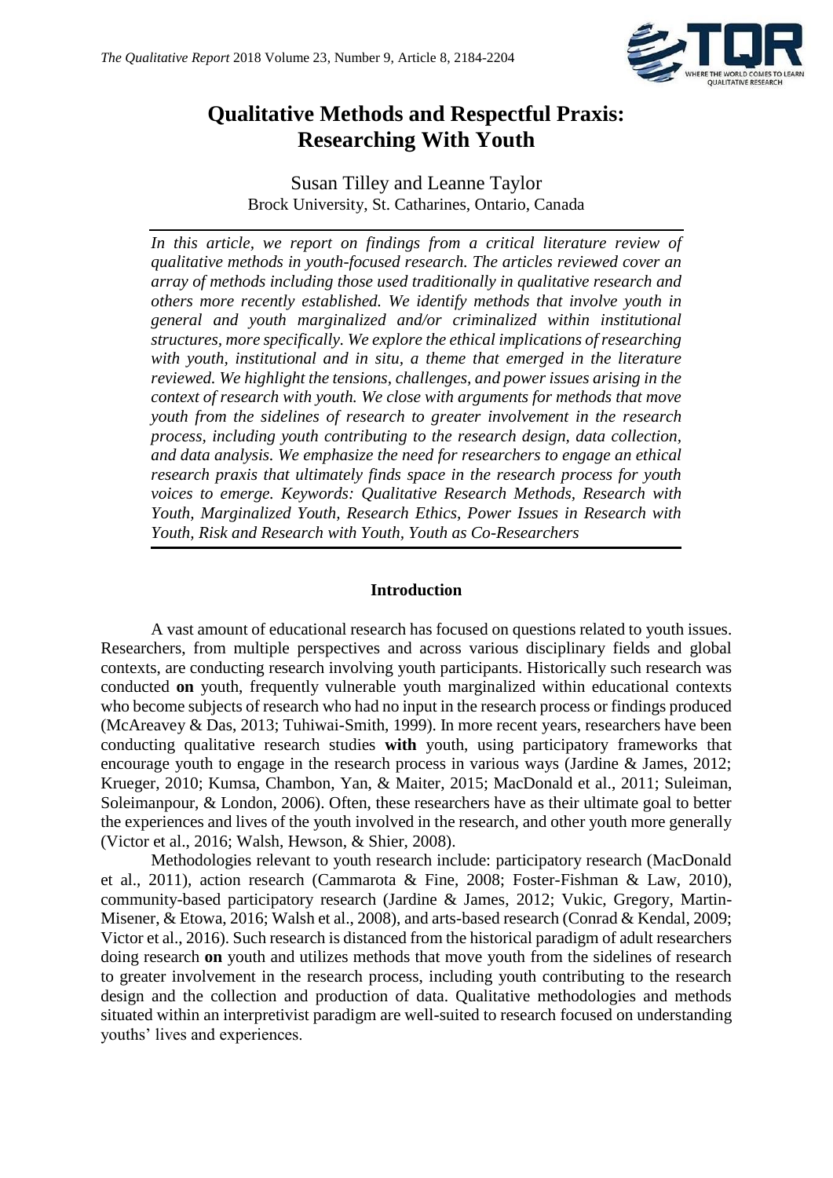# Qualitative Methods and Respectful Praxis: Researching With Youth

Susan Tilley and Leanne Taylor
Brock University, St. Catharines, Ontario, Canada

*In this article, we report on findings from a critical literature review of qualitative methods in youth-focused research. The articles reviewed cover an array of methods including those used traditionally in qualitative research and others more recently established. We identify methods that involve youth in general and youth marginalized and/or criminalized within institutional structures, more specifically. We explore the ethical implications of researching with youth, institutional and in situ, a theme that emerged in the literature reviewed. We highlight the tensions, challenges, and power issues arising in the context of research with youth. We close with arguments for methods that move youth from the sidelines of research to greater involvement in the research process, including youth contributing to the research design, data collection, and data analysis. We emphasize the need for researchers to engage an ethical research praxis that ultimately finds space in the research process for youth voices to emerge. Keywords: Qualitative Research Methods, Research with Youth, Marginalized Youth, Research Ethics, Power Issues in Research with Youth, Risk and Research with Youth, Youth as Co-Researchers*

## Introduction

A vast amount of educational research has focused on questions related to youth issues. Researchers, from multiple perspectives and across various disciplinary fields and global contexts, are conducting research involving youth participants. Historically such research was conducted **on** youth, frequently vulnerable youth marginalized within educational contexts who become subjects of research who had no input in the research process or findings produced (McAreavey & Das, 2013; Tuhiwai-Smith, 1999). In more recent years, researchers have been conducting qualitative research studies **with** youth, using participatory frameworks that encourage youth to engage in the research process in various ways (Jardine & James, 2012; Krueger, 2010; Kumsa, Chambon, Yan, & Maiter, 2015; MacDonald et al., 2011; Suleiman, Soleimanpour, & London, 2006). Often, these researchers have as their ultimate goal to better the experiences and lives of the youth involved in the research, and other youth more generally (Victor et al., 2016; Walsh, Hewson, & Shier, 2008).

Methodologies relevant to youth research include: participatory research (MacDonald et al., 2011), action research (Cammarota & Fine, 2008; Foster-Fishman & Law, 2010), community-based participatory research (Jardine & James, 2012; Vukic, Gregory, Martin-Misener, & Etowa, 2016; Walsh et al., 2008), and arts-based research (Conrad & Kendal, 2009; Victor et al., 2016). Such research is distanced from the historical paradigm of adult researchers doing research **on** youth and utilizes methods that move youth from the sidelines of research to greater involvement in the research process, including youth contributing to the research design and the collection and production of data. Qualitative methodologies and methods situated within an interpretivist paradigm are well-suited to research focused on understanding youths' lives and experiences.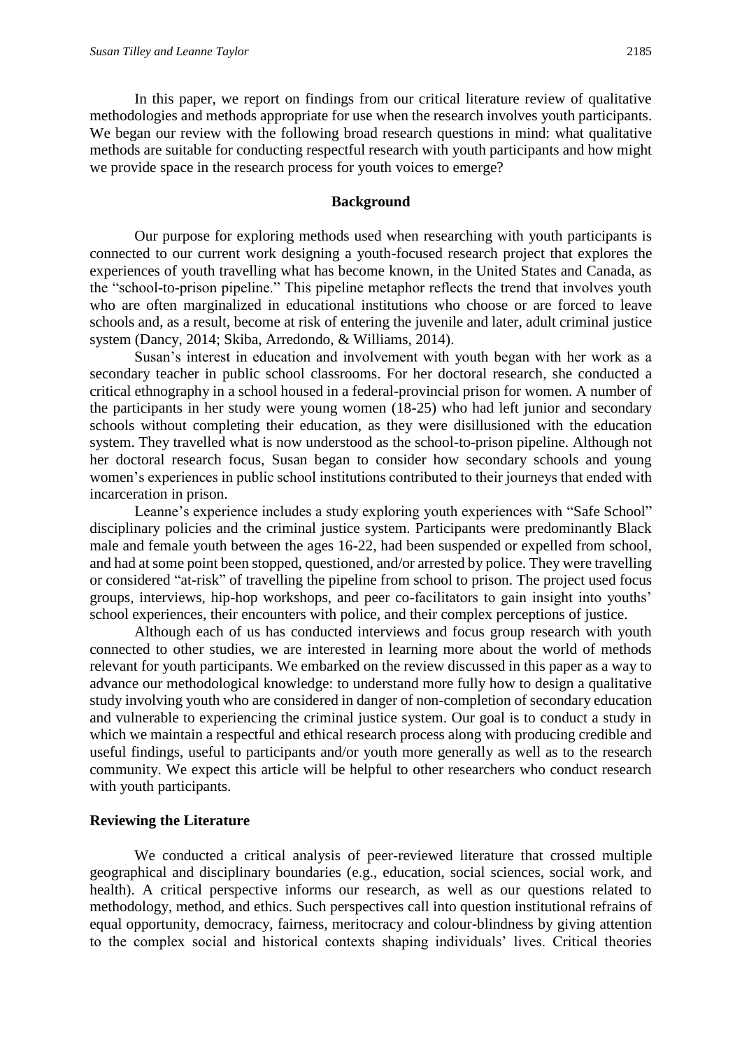In this paper, we report on findings from our critical literature review of qualitative methodologies and methods appropriate for use when the research involves youth participants. We began our review with the following broad research questions in mind: what qualitative methods are suitable for conducting respectful research with youth participants and how might we provide space in the research process for youth voices to emerge?

## Background

Our purpose for exploring methods used when researching with youth participants is connected to our current work designing a youth-focused research project that explores the experiences of youth travelling what has become known, in the United States and Canada, as the "school-to-prison pipeline." This pipeline metaphor reflects the trend that involves youth who are often marginalized in educational institutions who choose or are forced to leave schools and, as a result, become at risk of entering the juvenile and later, adult criminal justice system (Dancy, 2014; Skiba, Arredondo, & Williams, 2014).

Susan's interest in education and involvement with youth began with her work as a secondary teacher in public school classrooms. For her doctoral research, she conducted a critical ethnography in a school housed in a federal-provincial prison for women. A number of the participants in her study were young women (18-25) who had left junior and secondary schools without completing their education, as they were disillusioned with the education system. They travelled what is now understood as the school-to-prison pipeline. Although not her doctoral research focus, Susan began to consider how secondary schools and young women's experiences in public school institutions contributed to their journeys that ended with incarceration in prison.

Leanne's experience includes a study exploring youth experiences with "Safe School" disciplinary policies and the criminal justice system. Participants were predominantly Black male and female youth between the ages 16-22, had been suspended or expelled from school, and had at some point been stopped, questioned, and/or arrested by police. They were travelling or considered "at-risk" of travelling the pipeline from school to prison. The project used focus groups, interviews, hip-hop workshops, and peer co-facilitators to gain insight into youths' school experiences, their encounters with police, and their complex perceptions of justice.

Although each of us has conducted interviews and focus group research with youth connected to other studies, we are interested in learning more about the world of methods relevant for youth participants. We embarked on the review discussed in this paper as a way to advance our methodological knowledge: to understand more fully how to design a qualitative study involving youth who are considered in danger of non-completion of secondary education and vulnerable to experiencing the criminal justice system. Our goal is to conduct a study in which we maintain a respectful and ethical research process along with producing credible and useful findings, useful to participants and/or youth more generally as well as to the research community. We expect this article will be helpful to other researchers who conduct research with youth participants.

### Reviewing the Literature

We conducted a critical analysis of peer-reviewed literature that crossed multiple geographical and disciplinary boundaries (e.g., education, social sciences, social work, and health). A critical perspective informs our research, as well as our questions related to methodology, method, and ethics. Such perspectives call into question institutional refrains of equal opportunity, democracy, fairness, meritocracy and colour-blindness by giving attention to the complex social and historical contexts shaping individuals' lives. Critical theories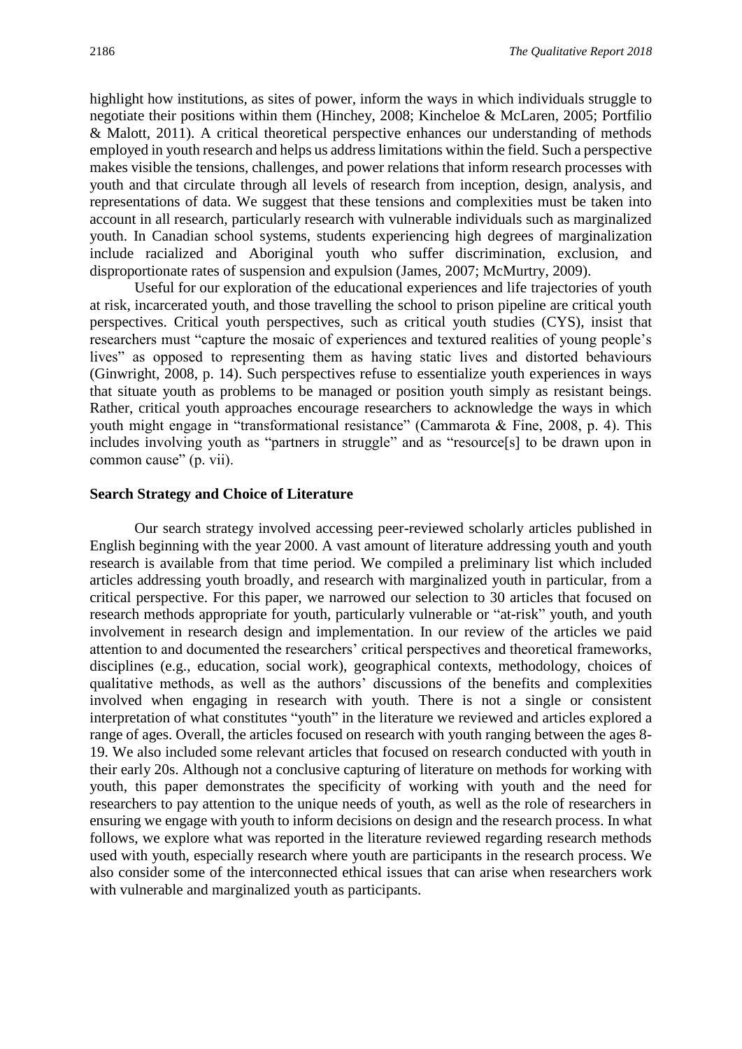highlight how institutions, as sites of power, inform the ways in which individuals struggle to negotiate their positions within them (Hinchey, 2008; Kincheloe & McLaren, 2005; Portfilio & Malott, 2011). A critical theoretical perspective enhances our understanding of methods employed in youth research and helps us address limitations within the field. Such a perspective makes visible the tensions, challenges, and power relations that inform research processes with youth and that circulate through all levels of research from inception, design, analysis, and representations of data. We suggest that these tensions and complexities must be taken into account in all research, particularly research with vulnerable individuals such as marginalized youth. In Canadian school systems, students experiencing high degrees of marginalization include racialized and Aboriginal youth who suffer discrimination, exclusion, and disproportionate rates of suspension and expulsion (James, 2007; McMurtry, 2009).

Useful for our exploration of the educational experiences and life trajectories of youth at risk, incarcerated youth, and those travelling the school to prison pipeline are critical youth perspectives. Critical youth perspectives, such as critical youth studies (CYS), insist that researchers must "capture the mosaic of experiences and textured realities of young people's lives" as opposed to representing them as having static lives and distorted behaviours (Ginwright, 2008, p. 14). Such perspectives refuse to essentialize youth experiences in ways that situate youth as problems to be managed or position youth simply as resistant beings. Rather, critical youth approaches encourage researchers to acknowledge the ways in which youth might engage in "transformational resistance" (Cammarota & Fine, 2008, p. 4). This includes involving youth as "partners in struggle" and as "resource[s] to be drawn upon in common cause" (p. vii).

### Search Strategy and Choice of Literature

Our search strategy involved accessing peer-reviewed scholarly articles published in English beginning with the year 2000. A vast amount of literature addressing youth and youth research is available from that time period. We compiled a preliminary list which included articles addressing youth broadly, and research with marginalized youth in particular, from a critical perspective. For this paper, we narrowed our selection to 30 articles that focused on research methods appropriate for youth, particularly vulnerable or "at-risk" youth, and youth involvement in research design and implementation. In our review of the articles we paid attention to and documented the researchers' critical perspectives and theoretical frameworks, disciplines (e.g., education, social work), geographical contexts, methodology, choices of qualitative methods, as well as the authors' discussions of the benefits and complexities involved when engaging in research with youth. There is not a single or consistent interpretation of what constitutes "youth" in the literature we reviewed and articles explored a range of ages. Overall, the articles focused on research with youth ranging between the ages 8-19. We also included some relevant articles that focused on research conducted with youth in their early 20s. Although not a conclusive capturing of literature on methods for working with youth, this paper demonstrates the specificity of working with youth and the need for researchers to pay attention to the unique needs of youth, as well as the role of researchers in ensuring we engage with youth to inform decisions on design and the research process. In what follows, we explore what was reported in the literature reviewed regarding research methods used with youth, especially research where youth are participants in the research process. We also consider some of the interconnected ethical issues that can arise when researchers work with vulnerable and marginalized youth as participants.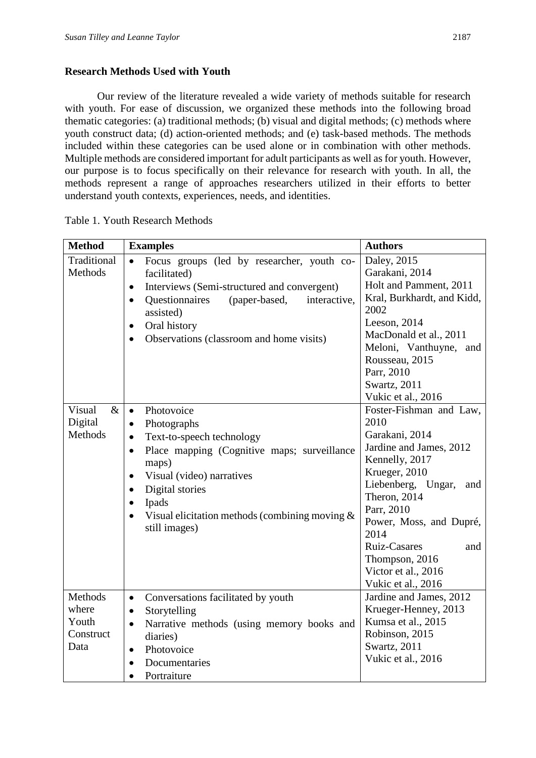**Research Methods Used with Youth**

Our review of the literature revealed a wide variety of methods suitable for research with youth. For ease of discussion, we organized these methods into the following broad thematic categories: (a) traditional methods; (b) visual and digital methods; (c) methods where youth construct data; (d) action-oriented methods; and (e) task-based methods. The methods included within these categories can be used alone or in combination with other methods. Multiple methods are considered important for adult participants as well as for youth. However, our purpose is to focus specifically on their relevance for research with youth. In all, the methods represent a range of approaches researchers utilized in their efforts to better understand youth contexts, experiences, needs, and identities.

Table 1. Youth Research Methods

| Method | Examples | Authors |
|---|---|---|
| Traditional Methods | • Focus groups (led by researcher, youth co-facilitated)<br>• Interviews (Semi-structured and convergent)<br>• Questionnaires (paper-based, interactive, assisted)<br>• Oral history<br>• Observations (classroom and home visits) | Daley, 2015<br>Garakani, 2014<br>Holt and Pamment, 2011<br>Kral, Burkhardt, and Kidd, 2002<br>Leeson, 2014<br>MacDonald et al., 2011<br>Meloni, Vanthuyne, and Rousseau, 2015<br>Parr, 2010<br>Swartz, 2011<br>Vukic et al., 2016 |
| Visual & Digital Methods | • Photovoice<br>• Photographs<br>• Text-to-speech technology<br>• Place mapping (Cognitive maps; surveillance maps)<br>• Visual (video) narratives<br>• Digital stories<br>• Ipads<br>• Visual elicitation methods (combining moving & still images) | Foster-Fishman and Law, 2010<br>Garakani, 2014<br>Jardine and James, 2012<br>Kennelly, 2017<br>Krueger, 2010<br>Liebenberg, Ungar, and Theron, 2014<br>Parr, 2010<br>Power, Moss, and Dupré, 2014<br>Ruiz-Casares and Thompson, 2016<br>Victor et al., 2016<br>Vukic et al., 2016 |
| Methods where Youth Construct Data | • Conversations facilitated by youth<br>• Storytelling<br>• Narrative methods (using memory books and diaries)<br>• Photovoice<br>• Documentaries<br>• Portraiture | Jardine and James, 2012<br>Krueger-Henney, 2013<br>Kumsa et al., 2015<br>Robinson, 2015<br>Swartz, 2011<br>Vukic et al., 2016 |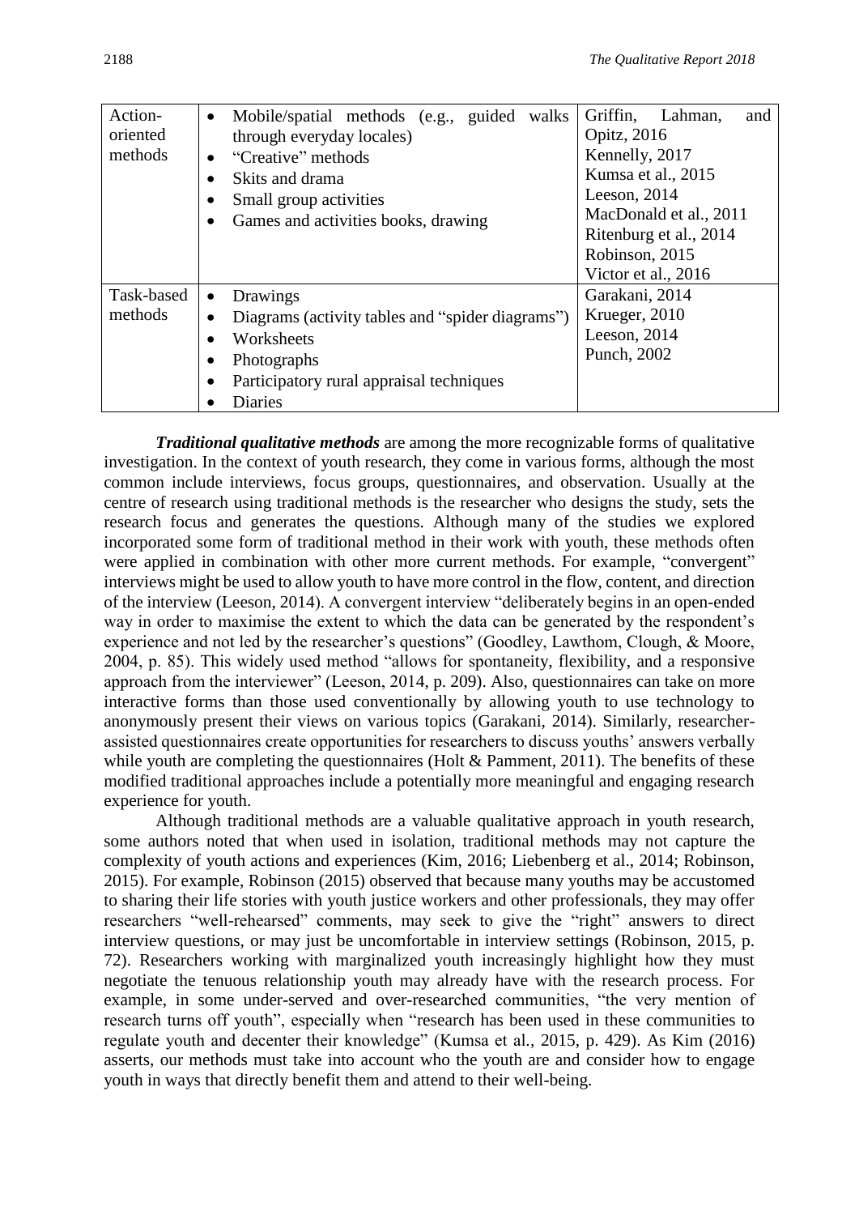| | | |
|---|---|---|
| Action-oriented methods | • Mobile/spatial methods (e.g., guided walks through everyday locales)<br>• "Creative" methods<br>• Skits and drama<br>• Small group activities<br>• Games and activities books, drawing | Griffin, Lahman, and Opitz, 2016<br>Kennelly, 2017<br>Kumsa et al., 2015<br>Leeson, 2014<br>MacDonald et al., 2011<br>Ritenburg et al., 2014<br>Robinson, 2015<br>Victor et al., 2016 |
| Task-based methods | • Drawings<br>• Diagrams (activity tables and "spider diagrams")<br>• Worksheets<br>• Photographs<br>• Participatory rural appraisal techniques<br>• Diaries | Garakani, 2014<br>Krueger, 2010<br>Leeson, 2014<br>Punch, 2002 |

***Traditional qualitative methods*** are among the more recognizable forms of qualitative investigation. In the context of youth research, they come in various forms, although the most common include interviews, focus groups, questionnaires, and observation. Usually at the centre of research using traditional methods is the researcher who designs the study, sets the research focus and generates the questions. Although many of the studies we explored incorporated some form of traditional method in their work with youth, these methods often were applied in combination with other more current methods. For example, "convergent" interviews might be used to allow youth to have more control in the flow, content, and direction of the interview (Leeson, 2014). A convergent interview "deliberately begins in an open-ended way in order to maximise the extent to which the data can be generated by the respondent's experience and not led by the researcher's questions" (Goodley, Lawthom, Clough, & Moore, 2004, p. 85). This widely used method "allows for spontaneity, flexibility, and a responsive approach from the interviewer" (Leeson, 2014, p. 209). Also, questionnaires can take on more interactive forms than those used conventionally by allowing youth to use technology to anonymously present their views on various topics (Garakani, 2014). Similarly, researcher-assisted questionnaires create opportunities for researchers to discuss youths' answers verbally while youth are completing the questionnaires (Holt & Pamment, 2011). The benefits of these modified traditional approaches include a potentially more meaningful and engaging research experience for youth.

Although traditional methods are a valuable qualitative approach in youth research, some authors noted that when used in isolation, traditional methods may not capture the complexity of youth actions and experiences (Kim, 2016; Liebenberg et al., 2014; Robinson, 2015). For example, Robinson (2015) observed that because many youths may be accustomed to sharing their life stories with youth justice workers and other professionals, they may offer researchers "well-rehearsed" comments, may seek to give the "right" answers to direct interview questions, or may just be uncomfortable in interview settings (Robinson, 2015, p. 72). Researchers working with marginalized youth increasingly highlight how they must negotiate the tenuous relationship youth may already have with the research process. For example, in some under-served and over-researched communities, "the very mention of research turns off youth", especially when "research has been used in these communities to regulate youth and decenter their knowledge" (Kumsa et al., 2015, p. 429). As Kim (2016) asserts, our methods must take into account who the youth are and consider how to engage youth in ways that directly benefit them and attend to their well-being.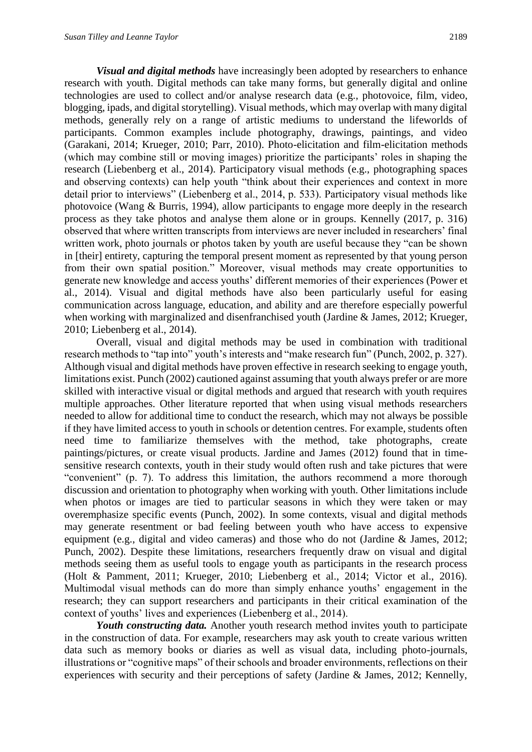***Visual and digital methods*** have increasingly been adopted by researchers to enhance research with youth. Digital methods can take many forms, but generally digital and online technologies are used to collect and/or analyse research data (e.g., photovoice, film, video, blogging, ipads, and digital storytelling). Visual methods, which may overlap with many digital methods, generally rely on a range of artistic mediums to understand the lifeworlds of participants. Common examples include photography, drawings, paintings, and video (Garakani, 2014; Krueger, 2010; Parr, 2010). Photo-elicitation and film-elicitation methods (which may combine still or moving images) prioritize the participants' roles in shaping the research (Liebenberg et al., 2014). Participatory visual methods (e.g., photographing spaces and observing contexts) can help youth "think about their experiences and context in more detail prior to interviews" (Liebenberg et al., 2014, p. 533). Participatory visual methods like photovoice (Wang & Burris, 1994), allow participants to engage more deeply in the research process as they take photos and analyse them alone or in groups. Kennelly (2017, p. 316) observed that where written transcripts from interviews are never included in researchers' final written work, photo journals or photos taken by youth are useful because they "can be shown in [their] entirety, capturing the temporal present moment as represented by that young person from their own spatial position." Moreover, visual methods may create opportunities to generate new knowledge and access youths' different memories of their experiences (Power et al., 2014). Visual and digital methods have also been particularly useful for easing communication across language, education, and ability and are therefore especially powerful when working with marginalized and disenfranchised youth (Jardine & James, 2012; Krueger, 2010; Liebenberg et al., 2014).

Overall, visual and digital methods may be used in combination with traditional research methods to "tap into" youth's interests and "make research fun" (Punch, 2002, p. 327). Although visual and digital methods have proven effective in research seeking to engage youth, limitations exist. Punch (2002) cautioned against assuming that youth always prefer or are more skilled with interactive visual or digital methods and argued that research with youth requires multiple approaches. Other literature reported that when using visual methods researchers needed to allow for additional time to conduct the research, which may not always be possible if they have limited access to youth in schools or detention centres. For example, students often need time to familiarize themselves with the method, take photographs, create paintings/pictures, or create visual products. Jardine and James (2012) found that in time-sensitive research contexts, youth in their study would often rush and take pictures that were "convenient" (p. 7). To address this limitation, the authors recommend a more thorough discussion and orientation to photography when working with youth. Other limitations include when photos or images are tied to particular seasons in which they were taken or may overemphasize specific events (Punch, 2002). In some contexts, visual and digital methods may generate resentment or bad feeling between youth who have access to expensive equipment (e.g., digital and video cameras) and those who do not (Jardine & James, 2012; Punch, 2002). Despite these limitations, researchers frequently draw on visual and digital methods seeing them as useful tools to engage youth as participants in the research process (Holt & Pamment, 2011; Krueger, 2010; Liebenberg et al., 2014; Victor et al., 2016). Multimodal visual methods can do more than simply enhance youths' engagement in the research; they can support researchers and participants in their critical examination of the context of youths' lives and experiences (Liebenberg et al., 2014).

***Youth constructing data.*** Another youth research method invites youth to participate in the construction of data. For example, researchers may ask youth to create various written data such as memory books or diaries as well as visual data, including photo-journals, illustrations or "cognitive maps" of their schools and broader environments, reflections on their experiences with security and their perceptions of safety (Jardine & James, 2012; Kennelly,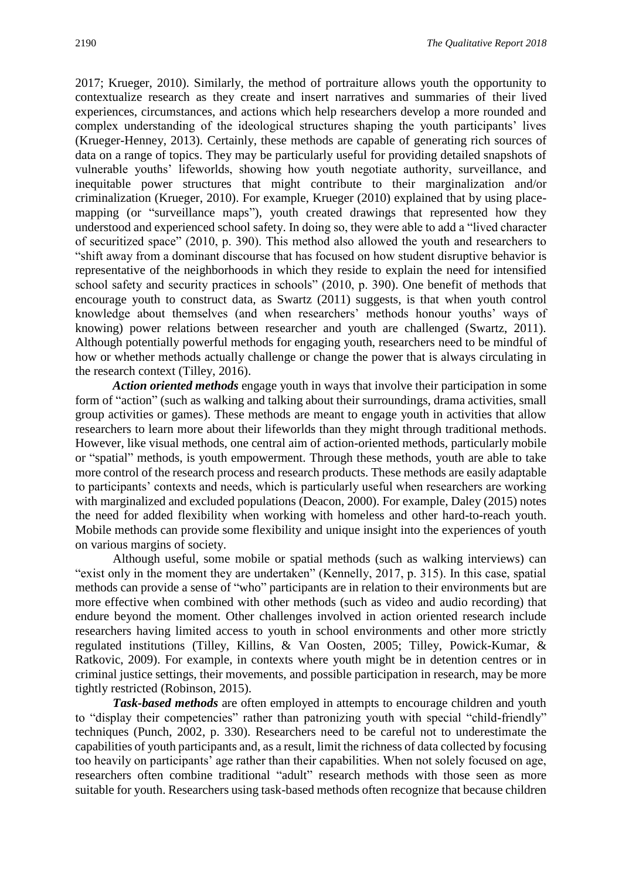2017; Krueger, 2010). Similarly, the method of portraiture allows youth the opportunity to contextualize research as they create and insert narratives and summaries of their lived experiences, circumstances, and actions which help researchers develop a more rounded and complex understanding of the ideological structures shaping the youth participants' lives (Krueger-Henney, 2013). Certainly, these methods are capable of generating rich sources of data on a range of topics. They may be particularly useful for providing detailed snapshots of vulnerable youths' lifeworlds, showing how youth negotiate authority, surveillance, and inequitable power structures that might contribute to their marginalization and/or criminalization (Krueger, 2010). For example, Krueger (2010) explained that by using place-mapping (or "surveillance maps"), youth created drawings that represented how they understood and experienced school safety. In doing so, they were able to add a "lived character of securitized space" (2010, p. 390). This method also allowed the youth and researchers to "shift away from a dominant discourse that has focused on how student disruptive behavior is representative of the neighborhoods in which they reside to explain the need for intensified school safety and security practices in schools" (2010, p. 390). One benefit of methods that encourage youth to construct data, as Swartz (2011) suggests, is that when youth control knowledge about themselves (and when researchers' methods honour youths' ways of knowing) power relations between researcher and youth are challenged (Swartz, 2011). Although potentially powerful methods for engaging youth, researchers need to be mindful of how or whether methods actually challenge or change the power that is always circulating in the research context (Tilley, 2016).

***Action oriented methods*** engage youth in ways that involve their participation in some form of "action" (such as walking and talking about their surroundings, drama activities, small group activities or games). These methods are meant to engage youth in activities that allow researchers to learn more about their lifeworlds than they might through traditional methods. However, like visual methods, one central aim of action-oriented methods, particularly mobile or "spatial" methods, is youth empowerment. Through these methods, youth are able to take more control of the research process and research products. These methods are easily adaptable to participants' contexts and needs, which is particularly useful when researchers are working with marginalized and excluded populations (Deacon, 2000). For example, Daley (2015) notes the need for added flexibility when working with homeless and other hard-to-reach youth. Mobile methods can provide some flexibility and unique insight into the experiences of youth on various margins of society.

Although useful, some mobile or spatial methods (such as walking interviews) can "exist only in the moment they are undertaken" (Kennelly, 2017, p. 315). In this case, spatial methods can provide a sense of "who" participants are in relation to their environments but are more effective when combined with other methods (such as video and audio recording) that endure beyond the moment. Other challenges involved in action oriented research include researchers having limited access to youth in school environments and other more strictly regulated institutions (Tilley, Killins, & Van Oosten, 2005; Tilley, Powick-Kumar, & Ratkovic, 2009). For example, in contexts where youth might be in detention centres or in criminal justice settings, their movements, and possible participation in research, may be more tightly restricted (Robinson, 2015).

***Task-based methods*** are often employed in attempts to encourage children and youth to "display their competencies" rather than patronizing youth with special "child-friendly" techniques (Punch, 2002, p. 330). Researchers need to be careful not to underestimate the capabilities of youth participants and, as a result, limit the richness of data collected by focusing too heavily on participants' age rather than their capabilities. When not solely focused on age, researchers often combine traditional "adult" research methods with those seen as more suitable for youth. Researchers using task-based methods often recognize that because children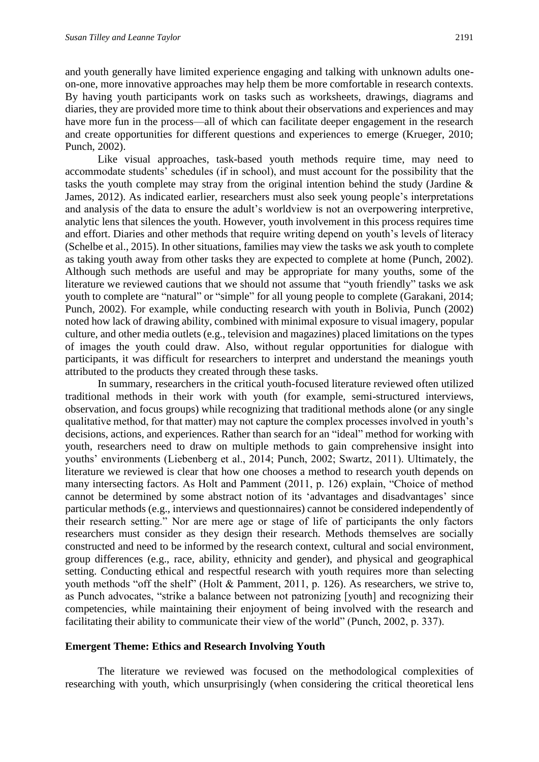and youth generally have limited experience engaging and talking with unknown adults one-on-one, more innovative approaches may help them be more comfortable in research contexts. By having youth participants work on tasks such as worksheets, drawings, diagrams and diaries, they are provided more time to think about their observations and experiences and may have more fun in the process—all of which can facilitate deeper engagement in the research and create opportunities for different questions and experiences to emerge (Krueger, 2010; Punch, 2002).

Like visual approaches, task-based youth methods require time, may need to accommodate students' schedules (if in school), and must account for the possibility that the tasks the youth complete may stray from the original intention behind the study (Jardine & James, 2012). As indicated earlier, researchers must also seek young people's interpretations and analysis of the data to ensure the adult's worldview is not an overpowering interpretive, analytic lens that silences the youth. However, youth involvement in this process requires time and effort. Diaries and other methods that require writing depend on youth's levels of literacy (Schelbe et al., 2015). In other situations, families may view the tasks we ask youth to complete as taking youth away from other tasks they are expected to complete at home (Punch, 2002). Although such methods are useful and may be appropriate for many youths, some of the literature we reviewed cautions that we should not assume that "youth friendly" tasks we ask youth to complete are "natural" or "simple" for all young people to complete (Garakani, 2014; Punch, 2002). For example, while conducting research with youth in Bolivia, Punch (2002) noted how lack of drawing ability, combined with minimal exposure to visual imagery, popular culture, and other media outlets (e.g., television and magazines) placed limitations on the types of images the youth could draw. Also, without regular opportunities for dialogue with participants, it was difficult for researchers to interpret and understand the meanings youth attributed to the products they created through these tasks.

In summary, researchers in the critical youth-focused literature reviewed often utilized traditional methods in their work with youth (for example, semi-structured interviews, observation, and focus groups) while recognizing that traditional methods alone (or any single qualitative method, for that matter) may not capture the complex processes involved in youth's decisions, actions, and experiences. Rather than search for an "ideal" method for working with youth, researchers need to draw on multiple methods to gain comprehensive insight into youths' environments (Liebenberg et al., 2014; Punch, 2002; Swartz, 2011). Ultimately, the literature we reviewed is clear that how one chooses a method to research youth depends on many intersecting factors. As Holt and Pamment (2011, p. 126) explain, "Choice of method cannot be determined by some abstract notion of its 'advantages and disadvantages' since particular methods (e.g., interviews and questionnaires) cannot be considered independently of their research setting." Nor are mere age or stage of life of participants the only factors researchers must consider as they design their research. Methods themselves are socially constructed and need to be informed by the research context, cultural and social environment, group differences (e.g., race, ability, ethnicity and gender), and physical and geographical setting. Conducting ethical and respectful research with youth requires more than selecting youth methods "off the shelf" (Holt & Pamment, 2011, p. 126). As researchers, we strive to, as Punch advocates, "strike a balance between not patronizing [youth] and recognizing their competencies, while maintaining their enjoyment of being involved with the research and facilitating their ability to communicate their view of the world" (Punch, 2002, p. 337).

### Emergent Theme: Ethics and Research Involving Youth

The literature we reviewed was focused on the methodological complexities of researching with youth, which unsurprisingly (when considering the critical theoretical lens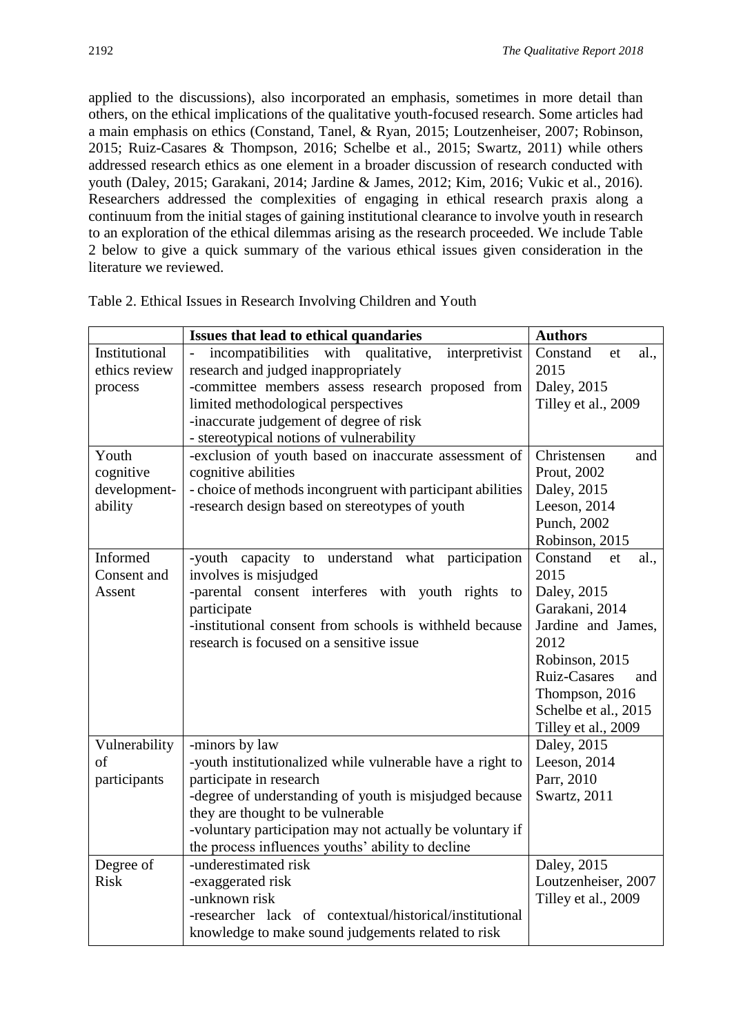applied to the discussions), also incorporated an emphasis, sometimes in more detail than others, on the ethical implications of the qualitative youth-focused research. Some articles had a main emphasis on ethics (Constand, Tanel, & Ryan, 2015; Loutzenheiser, 2007; Robinson, 2015; Ruiz-Casares & Thompson, 2016; Schelbe et al., 2015; Swartz, 2011) while others addressed research ethics as one element in a broader discussion of research conducted with youth (Daley, 2015; Garakani, 2014; Jardine & James, 2012; Kim, 2016; Vukic et al., 2016). Researchers addressed the complexities of engaging in ethical research praxis along a continuum from the initial stages of gaining institutional clearance to involve youth in research to an exploration of the ethical dilemmas arising as the research proceeded. We include Table 2 below to give a quick summary of the various ethical issues given consideration in the literature we reviewed.

Table 2. Ethical Issues in Research Involving Children and Youth

| | **Issues that lead to ethical quandaries** | **Authors** |
|---|---|---|
| Institutional ethics review process | - incompatibilities with qualitative, interpretivist research and judged inappropriately<br>-committee members assess research proposed from limited methodological perspectives<br>-inaccurate judgement of degree of risk<br>- stereotypical notions of vulnerability | Constand et al., 2015<br>Daley, 2015<br>Tilley et al., 2009 |
| Youth cognitive development-ability | -exclusion of youth based on inaccurate assessment of cognitive abilities<br>- choice of methods incongruent with participant abilities<br>-research design based on stereotypes of youth | Christensen and Prout, 2002<br>Daley, 2015<br>Leeson, 2014<br>Punch, 2002<br>Robinson, 2015 |
| Informed Consent and Assent | -youth capacity to understand what participation involves is misjudged<br>-parental consent interferes with youth rights to participate<br>-institutional consent from schools is withheld because research is focused on a sensitive issue | Constand et al., 2015<br>Daley, 2015<br>Garakani, 2014<br>Jardine and James, 2012<br>Robinson, 2015<br>Ruiz-Casares and Thompson, 2016<br>Schelbe et al., 2015<br>Tilley et al., 2009 |
| Vulnerability of participants | -minors by law<br>-youth institutionalized while vulnerable have a right to participate in research<br>-degree of understanding of youth is misjudged because they are thought to be vulnerable<br>-voluntary participation may not actually be voluntary if the process influences youths' ability to decline | Daley, 2015<br>Leeson, 2014<br>Parr, 2010<br>Swartz, 2011 |
| Degree of Risk | -underestimated risk<br>-exaggerated risk<br>-unknown risk<br>-researcher lack of contextual/historical/institutional knowledge to make sound judgements related to risk | Daley, 2015<br>Loutzenheiser, 2007<br>Tilley et al., 2009 |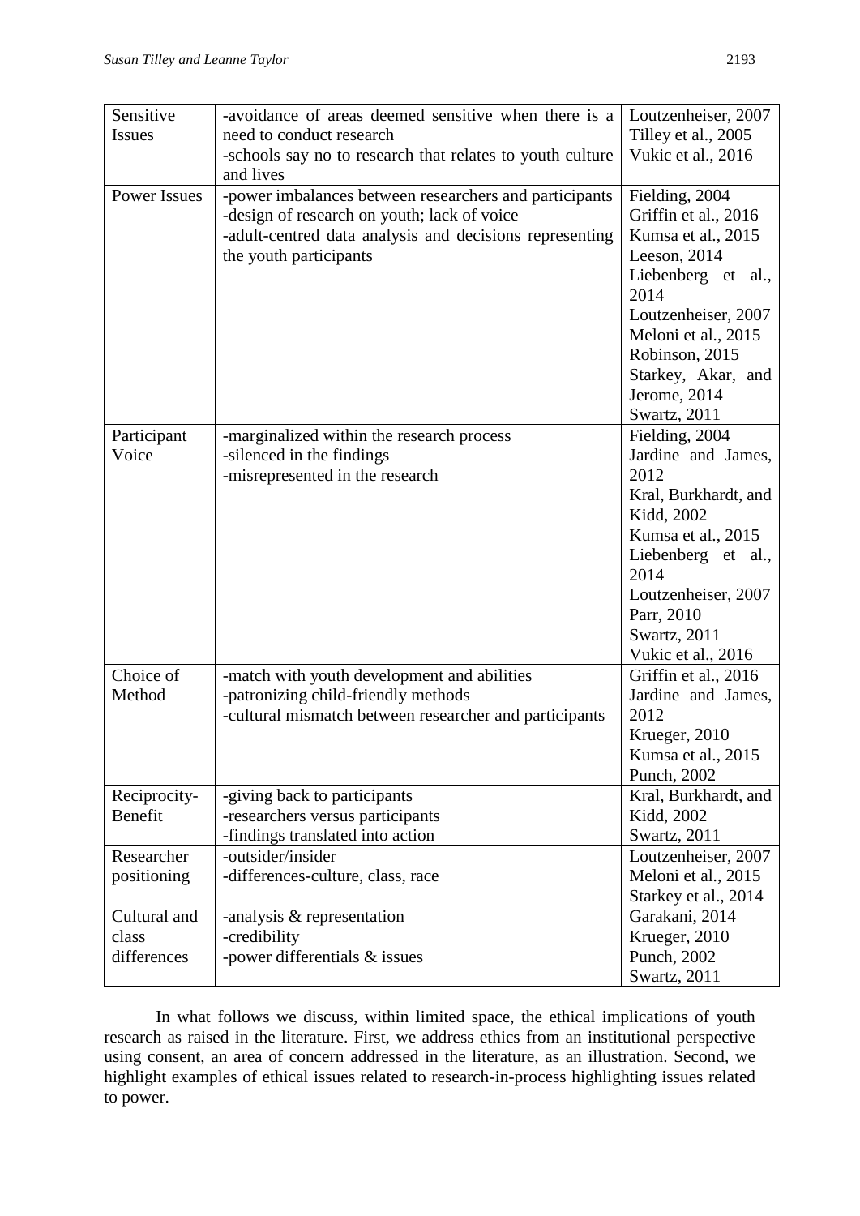| Sensitive Issues | -avoidance of areas deemed sensitive when there is a need to conduct research<br>-schools say no to research that relates to youth culture and lives | Loutzenheiser, 2007<br>Tilley et al., 2005<br>Vukic et al., 2016 |
|---|---|---|
| Power Issues | -power imbalances between researchers and participants<br>-design of research on youth; lack of voice<br>-adult-centred data analysis and decisions representing the youth participants | Fielding, 2004<br>Griffin et al., 2016<br>Kumsa et al., 2015<br>Leeson, 2014<br>Liebenberg et al., 2014<br>Loutzenheiser, 2007<br>Meloni et al., 2015<br>Robinson, 2015<br>Starkey, Akar, and Jerome, 2014<br>Swartz, 2011 |
| Participant Voice | -marginalized within the research process<br>-silenced in the findings<br>-misrepresented in the research | Fielding, 2004<br>Jardine and James, 2012<br>Kral, Burkhardt, and Kidd, 2002<br>Kumsa et al., 2015<br>Liebenberg et al., 2014<br>Loutzenheiser, 2007<br>Parr, 2010<br>Swartz, 2011<br>Vukic et al., 2016 |
| Choice of Method | -match with youth development and abilities<br>-patronizing child-friendly methods<br>-cultural mismatch between researcher and participants | Griffin et al., 2016<br>Jardine and James, 2012<br>Krueger, 2010<br>Kumsa et al., 2015<br>Punch, 2002 |
| Reciprocity-Benefit | -giving back to participants<br>-researchers versus participants<br>-findings translated into action | Kral, Burkhardt, and Kidd, 2002<br>Swartz, 2011 |
| Researcher positioning | -outsider/insider<br>-differences-culture, class, race | Loutzenheiser, 2007<br>Meloni et al., 2015<br>Starkey et al., 2014 |
| Cultural and class differences | -analysis & representation<br>-credibility<br>-power differentials & issues | Garakani, 2014<br>Krueger, 2010<br>Punch, 2002<br>Swartz, 2011 |

In what follows we discuss, within limited space, the ethical implications of youth research as raised in the literature. First, we address ethics from an institutional perspective using consent, an area of concern addressed in the literature, as an illustration. Second, we highlight examples of ethical issues related to research-in-process highlighting issues related to power.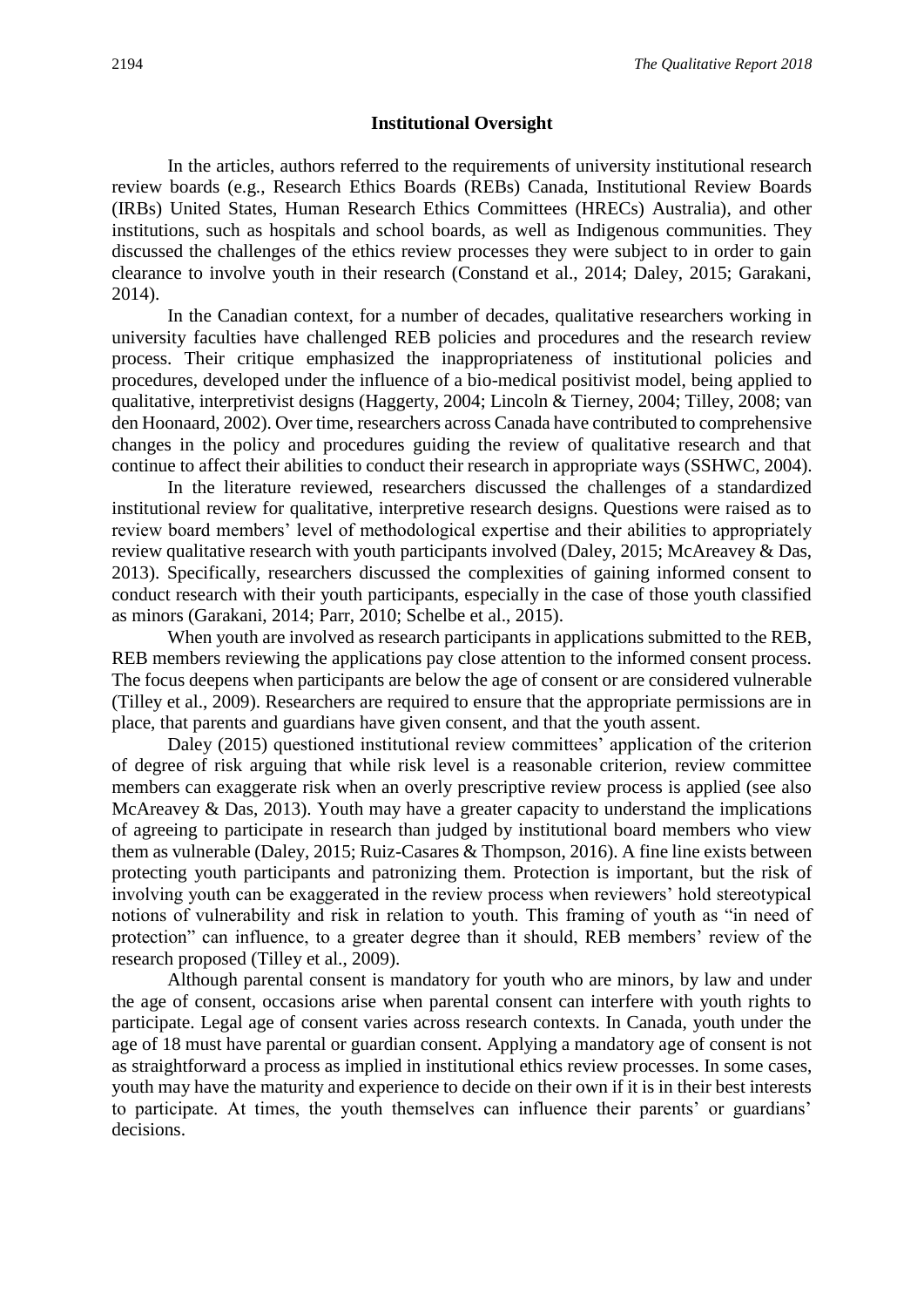## Institutional Oversight

In the articles, authors referred to the requirements of university institutional research review boards (e.g., Research Ethics Boards (REBs) Canada, Institutional Review Boards (IRBs) United States, Human Research Ethics Committees (HRECs) Australia), and other institutions, such as hospitals and school boards, as well as Indigenous communities. They discussed the challenges of the ethics review processes they were subject to in order to gain clearance to involve youth in their research (Constand et al., 2014; Daley, 2015; Garakani, 2014).

In the Canadian context, for a number of decades, qualitative researchers working in university faculties have challenged REB policies and procedures and the research review process. Their critique emphasized the inappropriateness of institutional policies and procedures, developed under the influence of a bio-medical positivist model, being applied to qualitative, interpretivist designs (Haggerty, 2004; Lincoln & Tierney, 2004; Tilley, 2008; van den Hoonaard, 2002). Over time, researchers across Canada have contributed to comprehensive changes in the policy and procedures guiding the review of qualitative research and that continue to affect their abilities to conduct their research in appropriate ways (SSHWC, 2004).

In the literature reviewed, researchers discussed the challenges of a standardized institutional review for qualitative, interpretive research designs. Questions were raised as to review board members' level of methodological expertise and their abilities to appropriately review qualitative research with youth participants involved (Daley, 2015; McAreavey & Das, 2013). Specifically, researchers discussed the complexities of gaining informed consent to conduct research with their youth participants, especially in the case of those youth classified as minors (Garakani, 2014; Parr, 2010; Schelbe et al., 2015).

When youth are involved as research participants in applications submitted to the REB, REB members reviewing the applications pay close attention to the informed consent process. The focus deepens when participants are below the age of consent or are considered vulnerable (Tilley et al., 2009). Researchers are required to ensure that the appropriate permissions are in place, that parents and guardians have given consent, and that the youth assent.

Daley (2015) questioned institutional review committees' application of the criterion of degree of risk arguing that while risk level is a reasonable criterion, review committee members can exaggerate risk when an overly prescriptive review process is applied (see also McAreavey & Das, 2013). Youth may have a greater capacity to understand the implications of agreeing to participate in research than judged by institutional board members who view them as vulnerable (Daley, 2015; Ruiz-Casares & Thompson, 2016). A fine line exists between protecting youth participants and patronizing them. Protection is important, but the risk of involving youth can be exaggerated in the review process when reviewers' hold stereotypical notions of vulnerability and risk in relation to youth. This framing of youth as "in need of protection" can influence, to a greater degree than it should, REB members' review of the research proposed (Tilley et al., 2009).

Although parental consent is mandatory for youth who are minors, by law and under the age of consent, occasions arise when parental consent can interfere with youth rights to participate. Legal age of consent varies across research contexts. In Canada, youth under the age of 18 must have parental or guardian consent. Applying a mandatory age of consent is not as straightforward a process as implied in institutional ethics review processes. In some cases, youth may have the maturity and experience to decide on their own if it is in their best interests to participate. At times, the youth themselves can influence their parents' or guardians' decisions.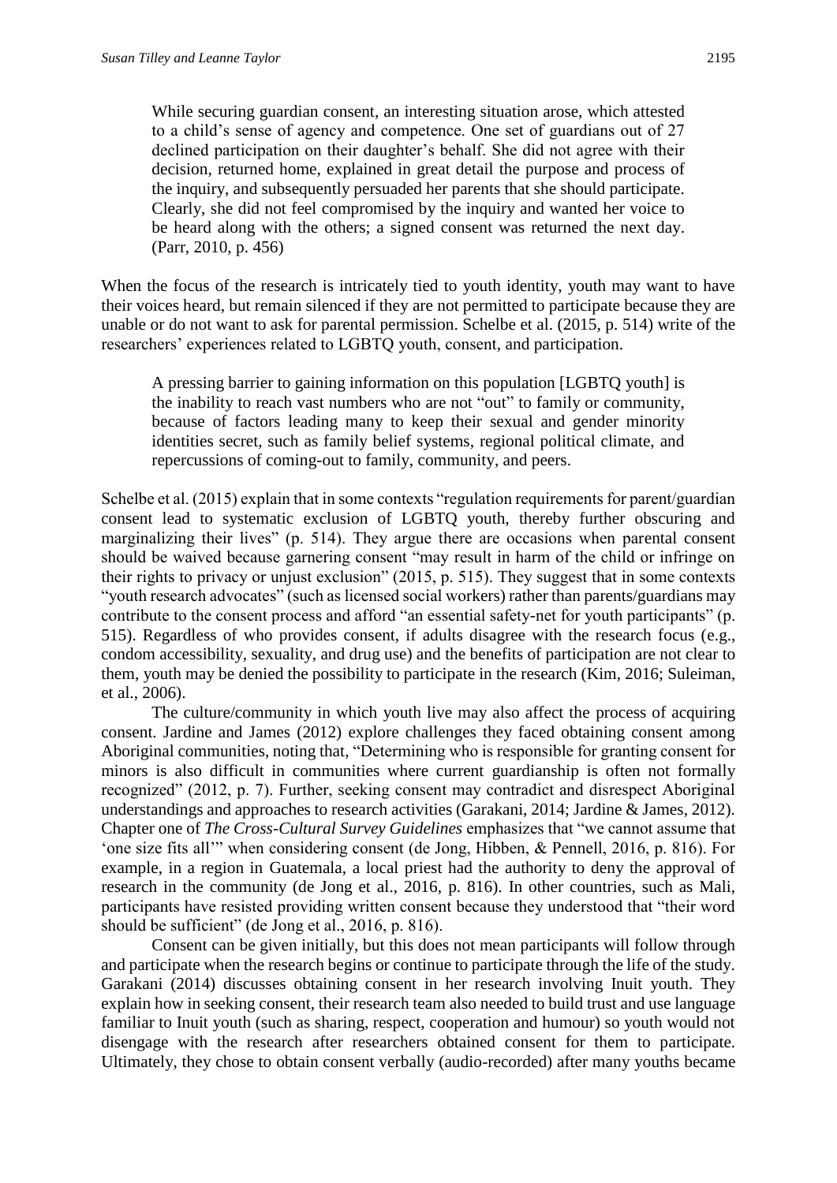> While securing guardian consent, an interesting situation arose, which attested to a child's sense of agency and competence. One set of guardians out of 27 declined participation on their daughter's behalf. She did not agree with their decision, returned home, explained in great detail the purpose and process of the inquiry, and subsequently persuaded her parents that she should participate. Clearly, she did not feel compromised by the inquiry and wanted her voice to be heard along with the others; a signed consent was returned the next day. (Parr, 2010, p. 456)

When the focus of the research is intricately tied to youth identity, youth may want to have their voices heard, but remain silenced if they are not permitted to participate because they are unable or do not want to ask for parental permission. Schelbe et al. (2015, p. 514) write of the researchers' experiences related to LGBTQ youth, consent, and participation.

> A pressing barrier to gaining information on this population [LGBTQ youth] is the inability to reach vast numbers who are not "out" to family or community, because of factors leading many to keep their sexual and gender minority identities secret, such as family belief systems, regional political climate, and repercussions of coming-out to family, community, and peers.

Schelbe et al. (2015) explain that in some contexts "regulation requirements for parent/guardian consent lead to systematic exclusion of LGBTQ youth, thereby further obscuring and marginalizing their lives" (p. 514). They argue there are occasions when parental consent should be waived because garnering consent "may result in harm of the child or infringe on their rights to privacy or unjust exclusion" (2015, p. 515). They suggest that in some contexts "youth research advocates" (such as licensed social workers) rather than parents/guardians may contribute to the consent process and afford "an essential safety-net for youth participants" (p. 515). Regardless of who provides consent, if adults disagree with the research focus (e.g., condom accessibility, sexuality, and drug use) and the benefits of participation are not clear to them, youth may be denied the possibility to participate in the research (Kim, 2016; Suleiman, et al., 2006).

The culture/community in which youth live may also affect the process of acquiring consent. Jardine and James (2012) explore challenges they faced obtaining consent among Aboriginal communities, noting that, "Determining who is responsible for granting consent for minors is also difficult in communities where current guardianship is often not formally recognized" (2012, p. 7). Further, seeking consent may contradict and disrespect Aboriginal understandings and approaches to research activities (Garakani, 2014; Jardine & James, 2012). Chapter one of *The Cross-Cultural Survey Guidelines* emphasizes that "we cannot assume that 'one size fits all'" when considering consent (de Jong, Hibben, & Pennell, 2016, p. 816). For example, in a region in Guatemala, a local priest had the authority to deny the approval of research in the community (de Jong et al., 2016, p. 816). In other countries, such as Mali, participants have resisted providing written consent because they understood that "their word should be sufficient" (de Jong et al., 2016, p. 816).

Consent can be given initially, but this does not mean participants will follow through and participate when the research begins or continue to participate through the life of the study. Garakani (2014) discusses obtaining consent in her research involving Inuit youth. They explain how in seeking consent, their research team also needed to build trust and use language familiar to Inuit youth (such as sharing, respect, cooperation and humour) so youth would not disengage with the research after researchers obtained consent for them to participate. Ultimately, they chose to obtain consent verbally (audio-recorded) after many youths became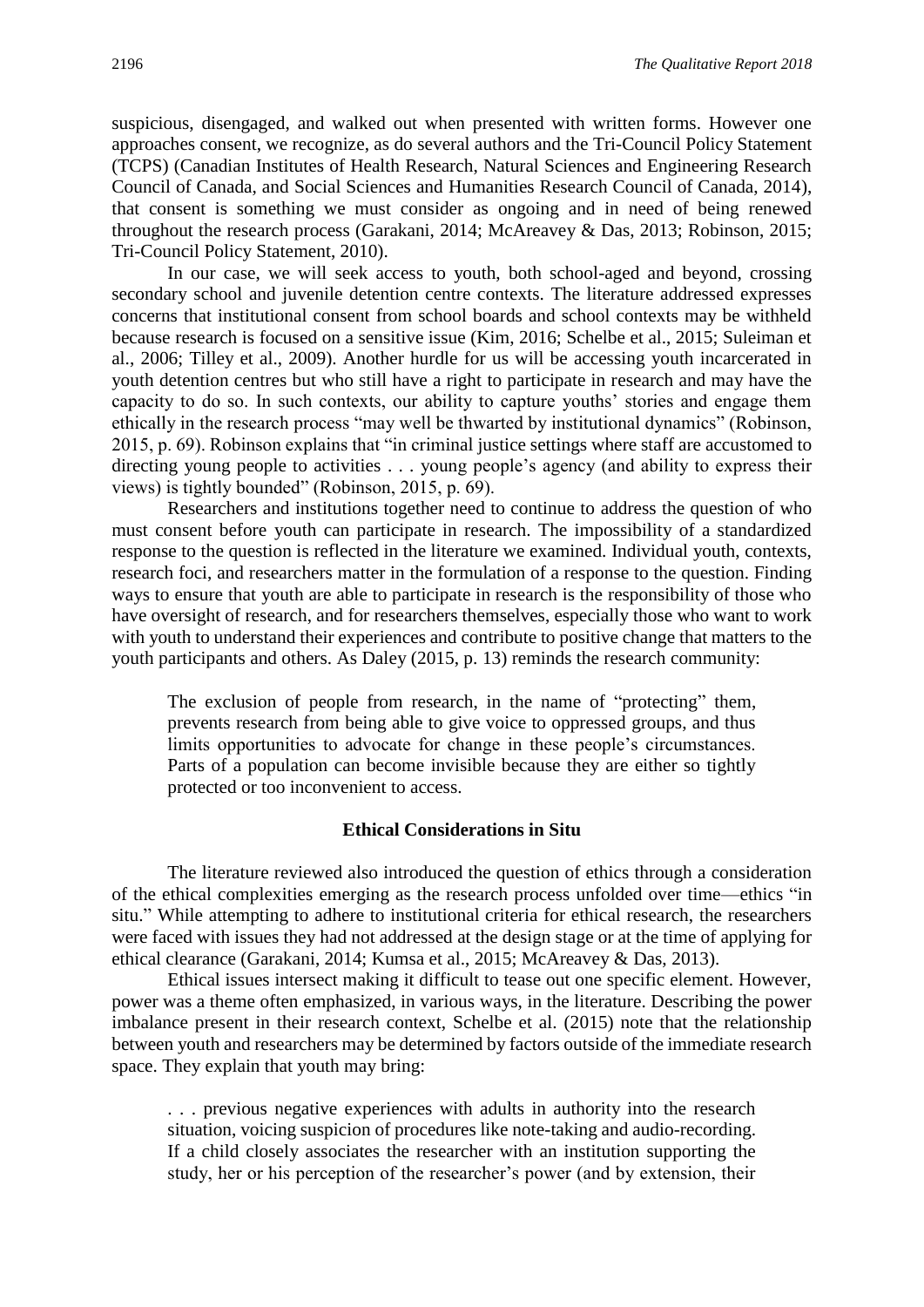suspicious, disengaged, and walked out when presented with written forms. However one approaches consent, we recognize, as do several authors and the Tri-Council Policy Statement (TCPS) (Canadian Institutes of Health Research, Natural Sciences and Engineering Research Council of Canada, and Social Sciences and Humanities Research Council of Canada, 2014), that consent is something we must consider as ongoing and in need of being renewed throughout the research process (Garakani, 2014; McAreavey & Das, 2013; Robinson, 2015; Tri-Council Policy Statement, 2010).

In our case, we will seek access to youth, both school-aged and beyond, crossing secondary school and juvenile detention centre contexts. The literature addressed expresses concerns that institutional consent from school boards and school contexts may be withheld because research is focused on a sensitive issue (Kim, 2016; Schelbe et al., 2015; Suleiman et al., 2006; Tilley et al., 2009). Another hurdle for us will be accessing youth incarcerated in youth detention centres but who still have a right to participate in research and may have the capacity to do so. In such contexts, our ability to capture youths' stories and engage them ethically in the research process "may well be thwarted by institutional dynamics" (Robinson, 2015, p. 69). Robinson explains that "in criminal justice settings where staff are accustomed to directing young people to activities . . . young people's agency (and ability to express their views) is tightly bounded" (Robinson, 2015, p. 69).

Researchers and institutions together need to continue to address the question of who must consent before youth can participate in research. The impossibility of a standardized response to the question is reflected in the literature we examined. Individual youth, contexts, research foci, and researchers matter in the formulation of a response to the question. Finding ways to ensure that youth are able to participate in research is the responsibility of those who have oversight of research, and for researchers themselves, especially those who want to work with youth to understand their experiences and contribute to positive change that matters to the youth participants and others. As Daley (2015, p. 13) reminds the research community:

> The exclusion of people from research, in the name of "protecting" them, prevents research from being able to give voice to oppressed groups, and thus limits opportunities to advocate for change in these people's circumstances. Parts of a population can become invisible because they are either so tightly protected or too inconvenient to access.

## Ethical Considerations in Situ

The literature reviewed also introduced the question of ethics through a consideration of the ethical complexities emerging as the research process unfolded over time—ethics "in situ." While attempting to adhere to institutional criteria for ethical research, the researchers were faced with issues they had not addressed at the design stage or at the time of applying for ethical clearance (Garakani, 2014; Kumsa et al., 2015; McAreavey & Das, 2013).

Ethical issues intersect making it difficult to tease out one specific element. However, power was a theme often emphasized, in various ways, in the literature. Describing the power imbalance present in their research context, Schelbe et al. (2015) note that the relationship between youth and researchers may be determined by factors outside of the immediate research space. They explain that youth may bring:

> . . . previous negative experiences with adults in authority into the research situation, voicing suspicion of procedures like note-taking and audio-recording. If a child closely associates the researcher with an institution supporting the study, her or his perception of the researcher's power (and by extension, their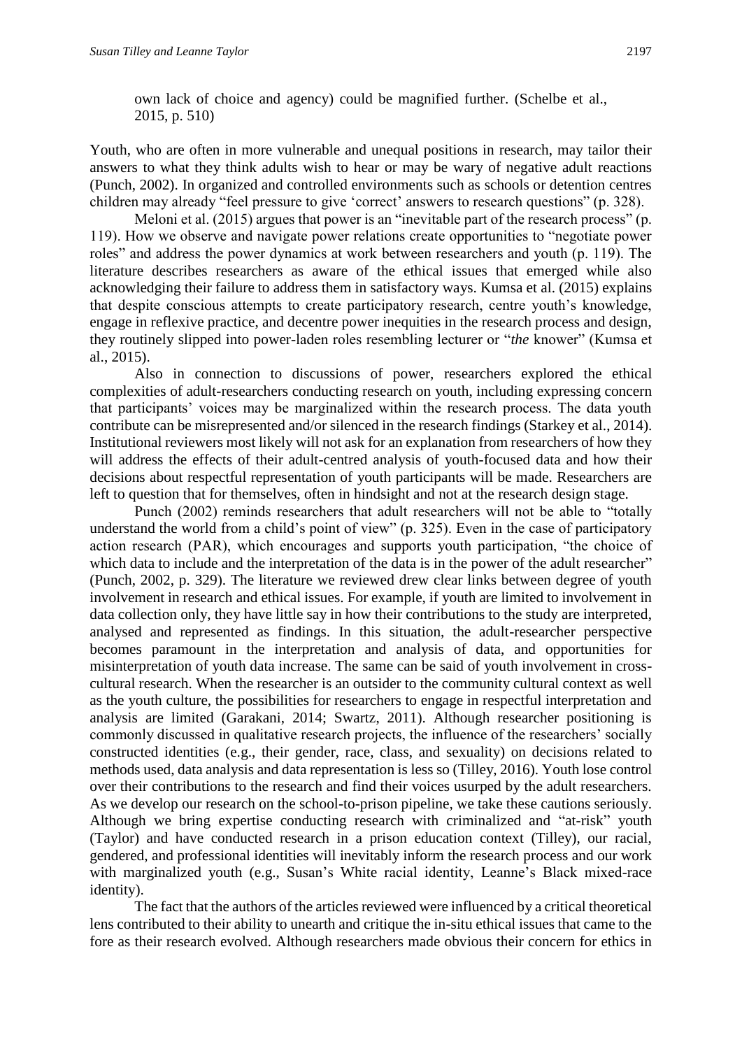own lack of choice and agency) could be magnified further. (Schelbe et al., 2015, p. 510)

Youth, who are often in more vulnerable and unequal positions in research, may tailor their answers to what they think adults wish to hear or may be wary of negative adult reactions (Punch, 2002). In organized and controlled environments such as schools or detention centres children may already "feel pressure to give 'correct' answers to research questions" (p. 328).

Meloni et al. (2015) argues that power is an "inevitable part of the research process" (p. 119). How we observe and navigate power relations create opportunities to "negotiate power roles" and address the power dynamics at work between researchers and youth (p. 119). The literature describes researchers as aware of the ethical issues that emerged while also acknowledging their failure to address them in satisfactory ways. Kumsa et al. (2015) explains that despite conscious attempts to create participatory research, centre youth's knowledge, engage in reflexive practice, and decentre power inequities in the research process and design, they routinely slipped into power-laden roles resembling lecturer or "*the* knower" (Kumsa et al., 2015).

Also in connection to discussions of power, researchers explored the ethical complexities of adult-researchers conducting research on youth, including expressing concern that participants' voices may be marginalized within the research process. The data youth contribute can be misrepresented and/or silenced in the research findings (Starkey et al., 2014). Institutional reviewers most likely will not ask for an explanation from researchers of how they will address the effects of their adult-centred analysis of youth-focused data and how their decisions about respectful representation of youth participants will be made. Researchers are left to question that for themselves, often in hindsight and not at the research design stage.

Punch (2002) reminds researchers that adult researchers will not be able to "totally understand the world from a child's point of view" (p. 325). Even in the case of participatory action research (PAR), which encourages and supports youth participation, "the choice of which data to include and the interpretation of the data is in the power of the adult researcher" (Punch, 2002, p. 329). The literature we reviewed drew clear links between degree of youth involvement in research and ethical issues. For example, if youth are limited to involvement in data collection only, they have little say in how their contributions to the study are interpreted, analysed and represented as findings. In this situation, the adult-researcher perspective becomes paramount in the interpretation and analysis of data, and opportunities for misinterpretation of youth data increase. The same can be said of youth involvement in cross-cultural research. When the researcher is an outsider to the community cultural context as well as the youth culture, the possibilities for researchers to engage in respectful interpretation and analysis are limited (Garakani, 2014; Swartz, 2011). Although researcher positioning is commonly discussed in qualitative research projects, the influence of the researchers' socially constructed identities (e.g., their gender, race, class, and sexuality) on decisions related to methods used, data analysis and data representation is less so (Tilley, 2016). Youth lose control over their contributions to the research and find their voices usurped by the adult researchers. As we develop our research on the school-to-prison pipeline, we take these cautions seriously. Although we bring expertise conducting research with criminalized and "at-risk" youth (Taylor) and have conducted research in a prison education context (Tilley), our racial, gendered, and professional identities will inevitably inform the research process and our work with marginalized youth (e.g., Susan's White racial identity, Leanne's Black mixed-race identity).

The fact that the authors of the articles reviewed were influenced by a critical theoretical lens contributed to their ability to unearth and critique the in-situ ethical issues that came to the fore as their research evolved. Although researchers made obvious their concern for ethics in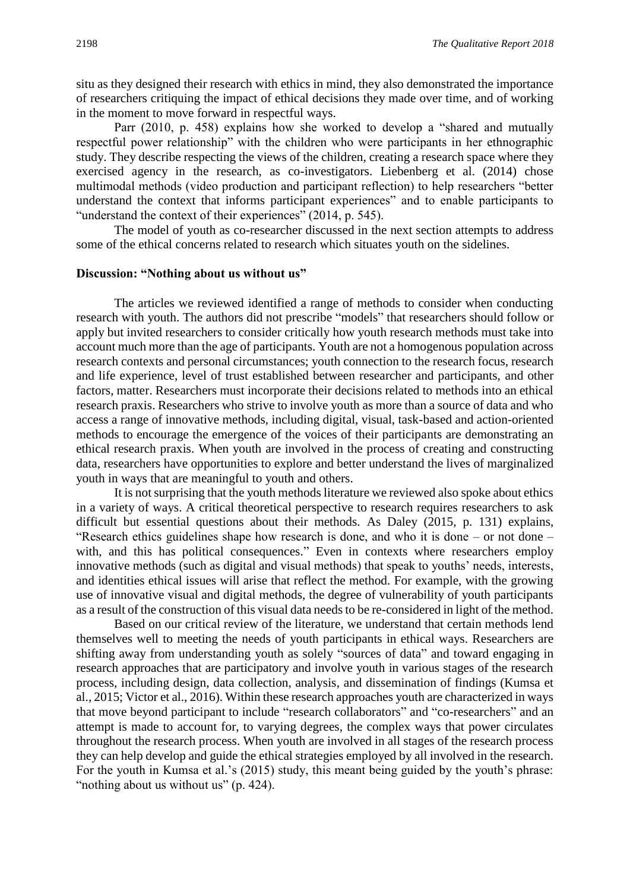situ as they designed their research with ethics in mind, they also demonstrated the importance of researchers critiquing the impact of ethical decisions they made over time, and of working in the moment to move forward in respectful ways.

Parr (2010, p. 458) explains how she worked to develop a "shared and mutually respectful power relationship" with the children who were participants in her ethnographic study. They describe respecting the views of the children, creating a research space where they exercised agency in the research, as co-investigators. Liebenberg et al. (2014) chose multimodal methods (video production and participant reflection) to help researchers "better understand the context that informs participant experiences" and to enable participants to "understand the context of their experiences" (2014, p. 545).

The model of youth as co-researcher discussed in the next section attempts to address some of the ethical concerns related to research which situates youth on the sidelines.

## Discussion: "Nothing about us without us"

The articles we reviewed identified a range of methods to consider when conducting research with youth. The authors did not prescribe "models" that researchers should follow or apply but invited researchers to consider critically how youth research methods must take into account much more than the age of participants. Youth are not a homogenous population across research contexts and personal circumstances; youth connection to the research focus, research and life experience, level of trust established between researcher and participants, and other factors, matter. Researchers must incorporate their decisions related to methods into an ethical research praxis. Researchers who strive to involve youth as more than a source of data and who access a range of innovative methods, including digital, visual, task-based and action-oriented methods to encourage the emergence of the voices of their participants are demonstrating an ethical research praxis. When youth are involved in the process of creating and constructing data, researchers have opportunities to explore and better understand the lives of marginalized youth in ways that are meaningful to youth and others.

It is not surprising that the youth methods literature we reviewed also spoke about ethics in a variety of ways. A critical theoretical perspective to research requires researchers to ask difficult but essential questions about their methods. As Daley (2015, p. 131) explains, "Research ethics guidelines shape how research is done, and who it is done – or not done – with, and this has political consequences." Even in contexts where researchers employ innovative methods (such as digital and visual methods) that speak to youths' needs, interests, and identities ethical issues will arise that reflect the method. For example, with the growing use of innovative visual and digital methods, the degree of vulnerability of youth participants as a result of the construction of this visual data needs to be re-considered in light of the method.

Based on our critical review of the literature, we understand that certain methods lend themselves well to meeting the needs of youth participants in ethical ways. Researchers are shifting away from understanding youth as solely "sources of data" and toward engaging in research approaches that are participatory and involve youth in various stages of the research process, including design, data collection, analysis, and dissemination of findings (Kumsa et al., 2015; Victor et al., 2016). Within these research approaches youth are characterized in ways that move beyond participant to include "research collaborators" and "co-researchers" and an attempt is made to account for, to varying degrees, the complex ways that power circulates throughout the research process. When youth are involved in all stages of the research process they can help develop and guide the ethical strategies employed by all involved in the research. For the youth in Kumsa et al.'s (2015) study, this meant being guided by the youth's phrase: "nothing about us without us" (p. 424).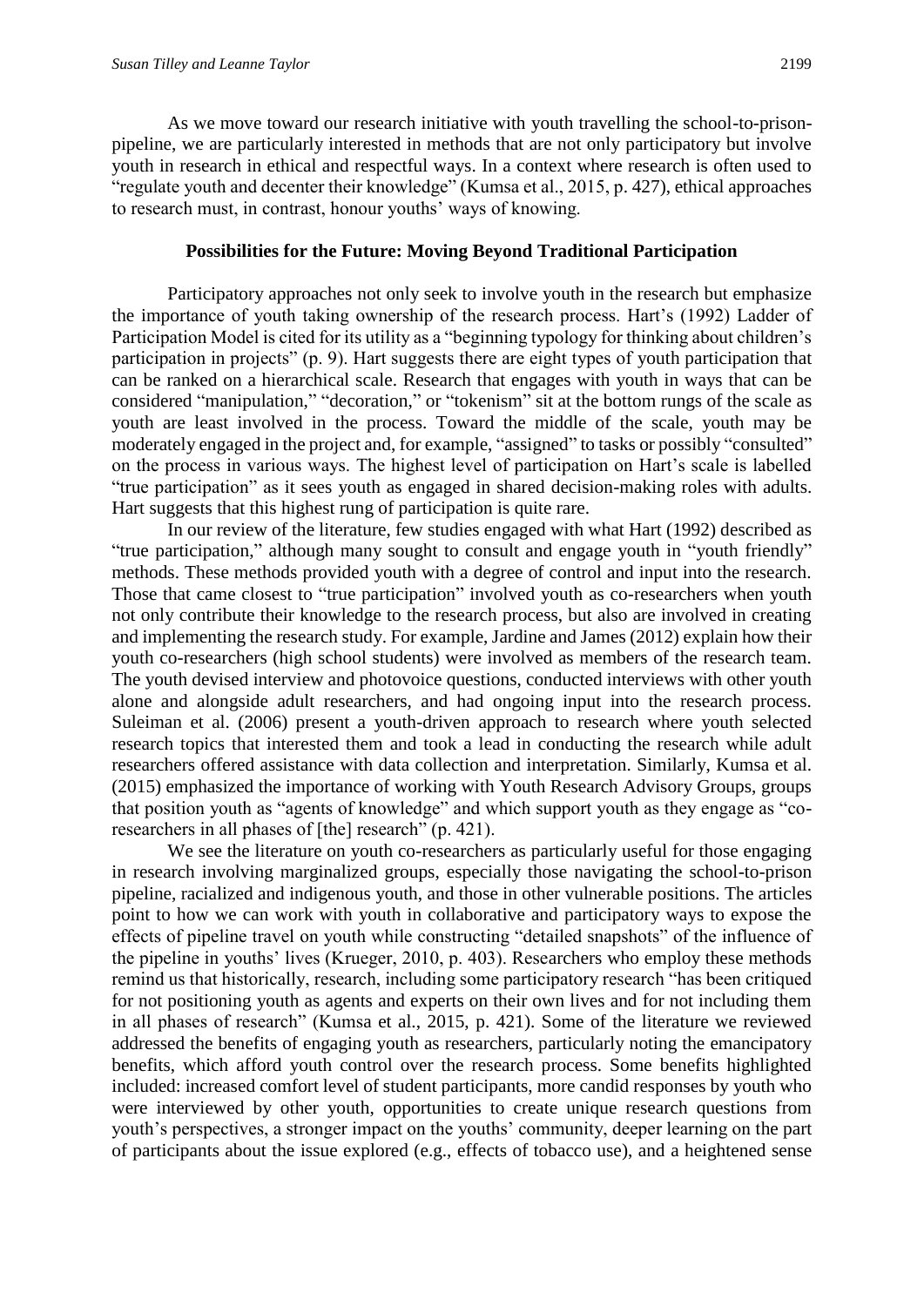As we move toward our research initiative with youth travelling the school-to-prison-pipeline, we are particularly interested in methods that are not only participatory but involve youth in research in ethical and respectful ways. In a context where research is often used to "regulate youth and decenter their knowledge" (Kumsa et al., 2015, p. 427), ethical approaches to research must, in contrast, honour youths' ways of knowing.

## Possibilities for the Future: Moving Beyond Traditional Participation

Participatory approaches not only seek to involve youth in the research but emphasize the importance of youth taking ownership of the research process. Hart's (1992) Ladder of Participation Model is cited for its utility as a "beginning typology for thinking about children's participation in projects" (p. 9). Hart suggests there are eight types of youth participation that can be ranked on a hierarchical scale. Research that engages with youth in ways that can be considered "manipulation," "decoration," or "tokenism" sit at the bottom rungs of the scale as youth are least involved in the process. Toward the middle of the scale, youth may be moderately engaged in the project and, for example, "assigned" to tasks or possibly "consulted" on the process in various ways. The highest level of participation on Hart's scale is labelled "true participation" as it sees youth as engaged in shared decision-making roles with adults. Hart suggests that this highest rung of participation is quite rare.

In our review of the literature, few studies engaged with what Hart (1992) described as "true participation," although many sought to consult and engage youth in "youth friendly" methods. These methods provided youth with a degree of control and input into the research. Those that came closest to "true participation" involved youth as co-researchers when youth not only contribute their knowledge to the research process, but also are involved in creating and implementing the research study. For example, Jardine and James (2012) explain how their youth co-researchers (high school students) were involved as members of the research team. The youth devised interview and photovoice questions, conducted interviews with other youth alone and alongside adult researchers, and had ongoing input into the research process. Suleiman et al. (2006) present a youth-driven approach to research where youth selected research topics that interested them and took a lead in conducting the research while adult researchers offered assistance with data collection and interpretation. Similarly, Kumsa et al. (2015) emphasized the importance of working with Youth Research Advisory Groups, groups that position youth as "agents of knowledge" and which support youth as they engage as "co-researchers in all phases of [the] research" (p. 421).

We see the literature on youth co-researchers as particularly useful for those engaging in research involving marginalized groups, especially those navigating the school-to-prison pipeline, racialized and indigenous youth, and those in other vulnerable positions. The articles point to how we can work with youth in collaborative and participatory ways to expose the effects of pipeline travel on youth while constructing "detailed snapshots" of the influence of the pipeline in youths' lives (Krueger, 2010, p. 403). Researchers who employ these methods remind us that historically, research, including some participatory research "has been critiqued for not positioning youth as agents and experts on their own lives and for not including them in all phases of research" (Kumsa et al., 2015, p. 421). Some of the literature we reviewed addressed the benefits of engaging youth as researchers, particularly noting the emancipatory benefits, which afford youth control over the research process. Some benefits highlighted included: increased comfort level of student participants, more candid responses by youth who were interviewed by other youth, opportunities to create unique research questions from youth's perspectives, a stronger impact on the youths' community, deeper learning on the part of participants about the issue explored (e.g., effects of tobacco use), and a heightened sense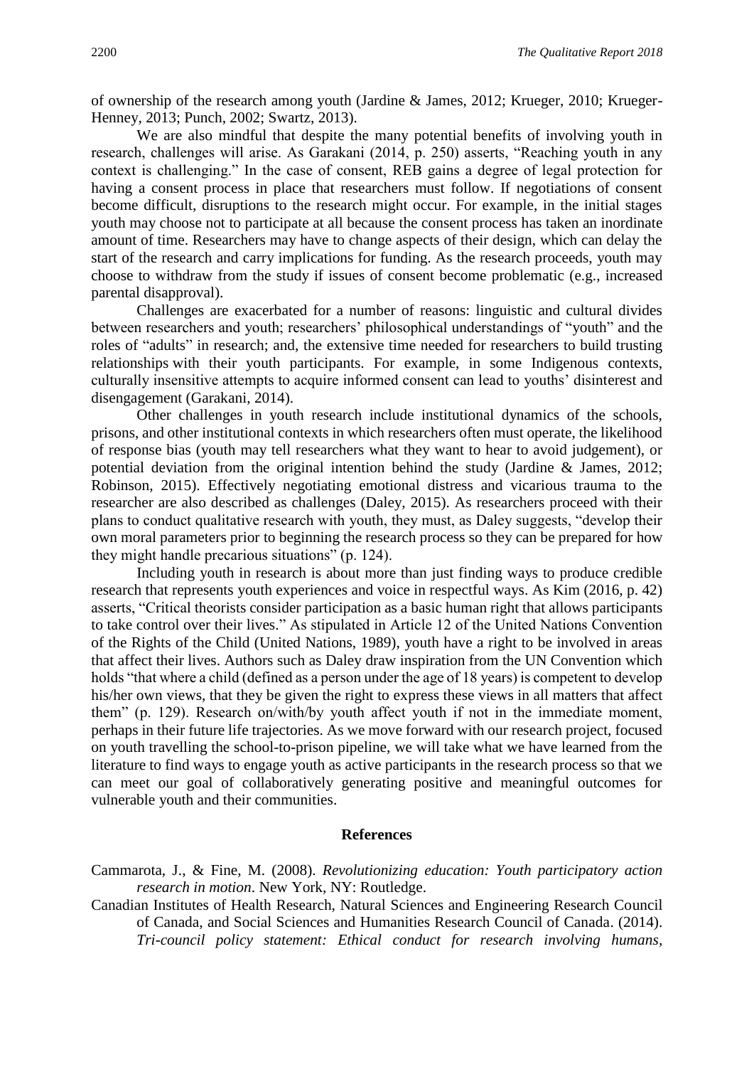of ownership of the research among youth (Jardine & James, 2012; Krueger, 2010; Krueger-Henney, 2013; Punch, 2002; Swartz, 2013).

We are also mindful that despite the many potential benefits of involving youth in research, challenges will arise. As Garakani (2014, p. 250) asserts, "Reaching youth in any context is challenging." In the case of consent, REB gains a degree of legal protection for having a consent process in place that researchers must follow. If negotiations of consent become difficult, disruptions to the research might occur. For example, in the initial stages youth may choose not to participate at all because the consent process has taken an inordinate amount of time. Researchers may have to change aspects of their design, which can delay the start of the research and carry implications for funding. As the research proceeds, youth may choose to withdraw from the study if issues of consent become problematic (e.g., increased parental disapproval).

Challenges are exacerbated for a number of reasons: linguistic and cultural divides between researchers and youth; researchers' philosophical understandings of "youth" and the roles of "adults" in research; and, the extensive time needed for researchers to build trusting relationships with their youth participants. For example, in some Indigenous contexts, culturally insensitive attempts to acquire informed consent can lead to youths' disinterest and disengagement (Garakani, 2014).

Other challenges in youth research include institutional dynamics of the schools, prisons, and other institutional contexts in which researchers often must operate, the likelihood of response bias (youth may tell researchers what they want to hear to avoid judgement), or potential deviation from the original intention behind the study (Jardine & James, 2012; Robinson, 2015). Effectively negotiating emotional distress and vicarious trauma to the researcher are also described as challenges (Daley, 2015). As researchers proceed with their plans to conduct qualitative research with youth, they must, as Daley suggests, "develop their own moral parameters prior to beginning the research process so they can be prepared for how they might handle precarious situations" (p. 124).

Including youth in research is about more than just finding ways to produce credible research that represents youth experiences and voice in respectful ways. As Kim (2016, p. 42) asserts, "Critical theorists consider participation as a basic human right that allows participants to take control over their lives." As stipulated in Article 12 of the United Nations Convention of the Rights of the Child (United Nations, 1989), youth have a right to be involved in areas that affect their lives. Authors such as Daley draw inspiration from the UN Convention which holds "that where a child (defined as a person under the age of 18 years) is competent to develop his/her own views, that they be given the right to express these views in all matters that affect them" (p. 129). Research on/with/by youth affect youth if not in the immediate moment, perhaps in their future life trajectories. As we move forward with our research project, focused on youth travelling the school-to-prison pipeline, we will take what we have learned from the literature to find ways to engage youth as active participants in the research process so that we can meet our goal of collaboratively generating positive and meaningful outcomes for vulnerable youth and their communities.

## References

Cammarota, J., & Fine, M. (2008). *Revolutionizing education: Youth participatory action research in motion*. New York, NY: Routledge.

Canadian Institutes of Health Research, Natural Sciences and Engineering Research Council of Canada, and Social Sciences and Humanities Research Council of Canada. (2014). *Tri-council policy statement: Ethical conduct for research involving humans*,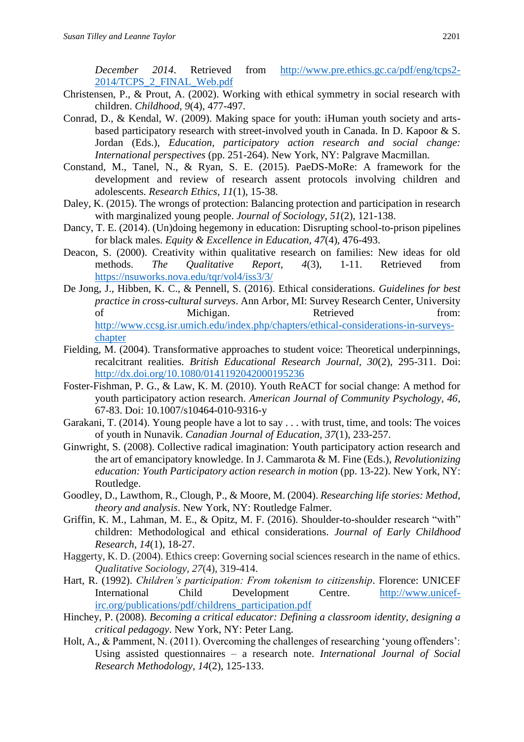*December 2014*. Retrieved from http://www.pre.ethics.gc.ca/pdf/eng/tcps2-2014/TCPS_2_FINAL_Web.pdf

Christensen, P., & Prout, A. (2002). Working with ethical symmetry in social research with children. *Childhood, 9*(4), 477-497.

Conrad, D., & Kendal, W. (2009). Making space for youth: iHuman youth society and arts-based participatory research with street-involved youth in Canada. In D. Kapoor & S. Jordan (Eds.), *Education, participatory action research and social change: International perspectives* (pp. 251-264). New York, NY: Palgrave Macmillan.

Constand, M., Tanel, N., & Ryan, S. E. (2015). PaeDS-MoRe: A framework for the development and review of research assent protocols involving children and adolescents. *Research Ethics, 11*(1), 15-38.

Daley, K. (2015). The wrongs of protection: Balancing protection and participation in research with marginalized young people. *Journal of Sociology, 51*(2), 121-138.

Dancy, T. E. (2014). (Un)doing hegemony in education: Disrupting school-to-prison pipelines for black males. *Equity & Excellence in Education, 47*(4), 476-493.

Deacon, S. (2000). Creativity within qualitative research on families: New ideas for old methods. *The Qualitative Report, 4*(3), 1-11. Retrieved from https://nsuworks.nova.edu/tqr/vol4/iss3/3/

De Jong, J., Hibben, K. C., & Pennell, S. (2016). Ethical considerations. *Guidelines for best practice in cross-cultural surveys*. Ann Arbor, MI: Survey Research Center, University of Michigan. Retrieved from: http://www.ccsg.isr.umich.edu/index.php/chapters/ethical-considerations-in-surveys-chapter

Fielding, M. (2004). Transformative approaches to student voice: Theoretical underpinnings, recalcitrant realities. *British Educational Research Journal, 30*(2), 295-311. Doi: http://dx.doi.org/10.1080/0141192042000195236

Foster-Fishman, P. G., & Law, K. M. (2010). Youth ReACT for social change: A method for youth participatory action research. *American Journal of Community Psychology, 46*, 67-83. Doi: 10.1007/s10464-010-9316-y

Garakani, T. (2014). Young people have a lot to say . . . with trust, time, and tools: The voices of youth in Nunavik. *Canadian Journal of Education, 37*(1), 233-257.

Ginwright, S. (2008). Collective radical imagination: Youth participatory action research and the art of emancipatory knowledge. In J. Cammarota & M. Fine (Eds.), *Revolutionizing education: Youth Participatory action research in motion* (pp. 13-22). New York, NY: Routledge.

Goodley, D., Lawthom, R., Clough, P., & Moore, M. (2004). *Researching life stories: Method, theory and analysis*. New York, NY: Routledge Falmer.

Griffin, K. M., Lahman, M. E., & Opitz, M. F. (2016). Shoulder-to-shoulder research "with" children: Methodological and ethical considerations. *Journal of Early Childhood Research, 14*(1), 18-27.

Haggerty, K. D. (2004). Ethics creep: Governing social sciences research in the name of ethics. *Qualitative Sociology, 27*(4), 319-414.

Hart, R. (1992). *Children's participation: From tokenism to citizenship*. Florence: UNICEF International Child Development Centre. http://www.unicef-irc.org/publications/pdf/childrens_participation.pdf

Hinchey, P. (2008). *Becoming a critical educator: Defining a classroom identity, designing a critical pedagogy*. New York, NY: Peter Lang.

Holt, A., & Pamment, N. (2011). Overcoming the challenges of researching 'young offenders': Using assisted questionnaires – a research note. *International Journal of Social Research Methodology, 14*(2), 125-133.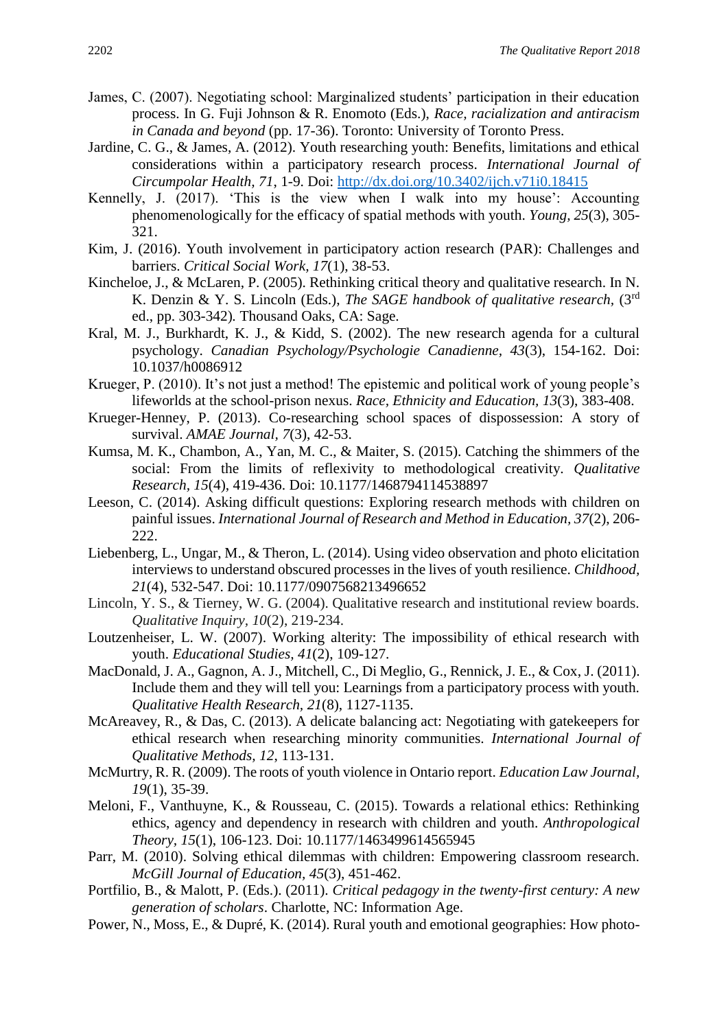James, C. (2007). Negotiating school: Marginalized students' participation in their education process. In G. Fuji Johnson & R. Enomoto (Eds.), *Race, racialization and antiracism in Canada and beyond* (pp. 17-36). Toronto: University of Toronto Press.

Jardine, C. G., & James, A. (2012). Youth researching youth: Benefits, limitations and ethical considerations within a participatory research process. *International Journal of Circumpolar Health, 71*, 1-9. Doi: http://dx.doi.org/10.3402/ijch.v71i0.18415

Kennelly, J. (2017). 'This is the view when I walk into my house': Accounting phenomenologically for the efficacy of spatial methods with youth. *Young, 25*(3), 305-321.

Kim, J. (2016). Youth involvement in participatory action research (PAR): Challenges and barriers. *Critical Social Work, 17*(1), 38-53.

Kincheloe, J., & McLaren, P. (2005). Rethinking critical theory and qualitative research. In N. K. Denzin & Y. S. Lincoln (Eds.), *The SAGE handbook of qualitative research*, (3rd ed., pp. 303-342). Thousand Oaks, CA: Sage.

Kral, M. J., Burkhardt, K. J., & Kidd, S. (2002). The new research agenda for a cultural psychology. *Canadian Psychology/Psychologie Canadienne, 43*(3), 154-162. Doi: 10.1037/h0086912

Krueger, P. (2010). It's not just a method! The epistemic and political work of young people's lifeworlds at the school-prison nexus. *Race, Ethnicity and Education, 13*(3), 383-408.

Krueger-Henney, P. (2013). Co-researching school spaces of dispossession: A story of survival. *AMAE Journal, 7*(3), 42-53.

Kumsa, M. K., Chambon, A., Yan, M. C., & Maiter, S. (2015). Catching the shimmers of the social: From the limits of reflexivity to methodological creativity. *Qualitative Research, 15*(4), 419-436. Doi: 10.1177/1468794114538897

Leeson, C. (2014). Asking difficult questions: Exploring research methods with children on painful issues. *International Journal of Research and Method in Education, 37*(2), 206-222.

Liebenberg, L., Ungar, M., & Theron, L. (2014). Using video observation and photo elicitation interviews to understand obscured processes in the lives of youth resilience. *Childhood, 21*(4), 532-547. Doi: 10.1177/0907568213496652

Lincoln, Y. S., & Tierney, W. G. (2004). Qualitative research and institutional review boards. *Qualitative Inquiry, 10*(2), 219-234.

Loutzenheiser, L. W. (2007). Working alterity: The impossibility of ethical research with youth. *Educational Studies, 41*(2), 109-127.

MacDonald, J. A., Gagnon, A. J., Mitchell, C., Di Meglio, G., Rennick, J. E., & Cox, J. (2011). Include them and they will tell you: Learnings from a participatory process with youth. *Qualitative Health Research, 21*(8), 1127-1135.

McAreavey, R., & Das, C. (2013). A delicate balancing act: Negotiating with gatekeepers for ethical research when researching minority communities. *International Journal of Qualitative Methods, 12*, 113-131.

McMurtry, R. R. (2009). The roots of youth violence in Ontario report. *Education Law Journal, 19*(1), 35-39.

Meloni, F., Vanthuyne, K., & Rousseau, C. (2015). Towards a relational ethics: Rethinking ethics, agency and dependency in research with children and youth. *Anthropological Theory, 15*(1), 106-123. Doi: 10.1177/1463499614565945

Parr, M. (2010). Solving ethical dilemmas with children: Empowering classroom research. *McGill Journal of Education, 45*(3), 451-462.

Portfilio, B., & Malott, P. (Eds.). (2011). *Critical pedagogy in the twenty-first century: A new generation of scholars*. Charlotte, NC: Information Age.

Power, N., Moss, E., & Dupré, K. (2014). Rural youth and emotional geographies: How photo-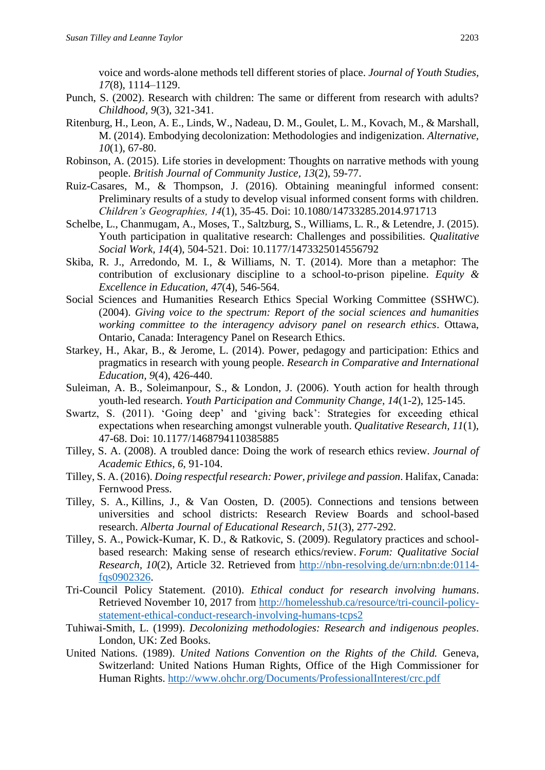voice and words-alone methods tell different stories of place. *Journal of Youth Studies*, *17*(8), 1114–1129.

Punch, S. (2002). Research with children: The same or different from research with adults? *Childhood*, *9*(3), 321-341.

Ritenburg, H., Leon, A. E., Linds, W., Nadeau, D. M., Goulet, L. M., Kovach, M., & Marshall, M. (2014). Embodying decolonization: Methodologies and indigenization. *Alternative, 10*(1), 67-80.

Robinson, A. (2015). Life stories in development: Thoughts on narrative methods with young people. *British Journal of Community Justice, 13*(2), 59-77.

Ruiz-Casares, M., & Thompson, J. (2016). Obtaining meaningful informed consent: Preliminary results of a study to develop visual informed consent forms with children. *Children's Geographies, 14*(1), 35-45. Doi: 10.1080/14733285.2014.971713

Schelbe, L., Chanmugam, A., Moses, T., Saltzburg, S., Williams, L. R., & Letendre, J. (2015). Youth participation in qualitative research: Challenges and possibilities. *Qualitative Social Work, 14*(4), 504-521. Doi: 10.1177/1473325014556792

Skiba, R. J., Arredondo, M. I., & Williams, N. T. (2014). More than a metaphor: The contribution of exclusionary discipline to a school-to-prison pipeline. *Equity & Excellence in Education, 47*(4), 546-564.

Social Sciences and Humanities Research Ethics Special Working Committee (SSHWC). (2004). *Giving voice to the spectrum: Report of the social sciences and humanities working committee to the interagency advisory panel on research ethics*. Ottawa, Ontario, Canada: Interagency Panel on Research Ethics.

Starkey, H., Akar, B., & Jerome, L. (2014). Power, pedagogy and participation: Ethics and pragmatics in research with young people. *Research in Comparative and International Education, 9*(4), 426-440.

Suleiman, A. B., Soleimanpour, S., & London, J. (2006). Youth action for health through youth-led research. *Youth Participation and Community Change, 14*(1-2), 125-145.

Swartz, S. (2011). 'Going deep' and 'giving back': Strategies for exceeding ethical expectations when researching amongst vulnerable youth. *Qualitative Research, 11*(1), 47-68. Doi: 10.1177/1468794110385885

Tilley, S. A. (2008). A troubled dance: Doing the work of research ethics review. *Journal of Academic Ethics, 6,* 91-104.

Tilley, S. A. (2016). *Doing respectful research: Power, privilege and passion*. Halifax, Canada: Fernwood Press.

Tilley, S. A., Killins, J., & Van Oosten, D. (2005). Connections and tensions between universities and school districts: Research Review Boards and school-based research. *Alberta Journal of Educational Research, 51*(3), 277-292.

Tilley, S. A., Powick-Kumar, K. D., & Ratkovic, S. (2009). Regulatory practices and school-based research: Making sense of research ethics/review. *Forum: Qualitative Social Research, 10*(2), Article 32. Retrieved from http://nbn-resolving.de/urn:nbn:de:0114-fqs0902326.

Tri-Council Policy Statement. (2010). *Ethical conduct for research involving humans*. Retrieved November 10, 2017 from http://homelesshub.ca/resource/tri-council-policy-statement-ethical-conduct-research-involving-humans-tcps2

Tuhiwai-Smith, L. (1999). *Decolonizing methodologies: Research and indigenous peoples*. London, UK: Zed Books.

United Nations. (1989). *United Nations Convention on the Rights of the Child.* Geneva, Switzerland: United Nations Human Rights, Office of the High Commissioner for Human Rights. http://www.ohchr.org/Documents/ProfessionalInterest/crc.pdf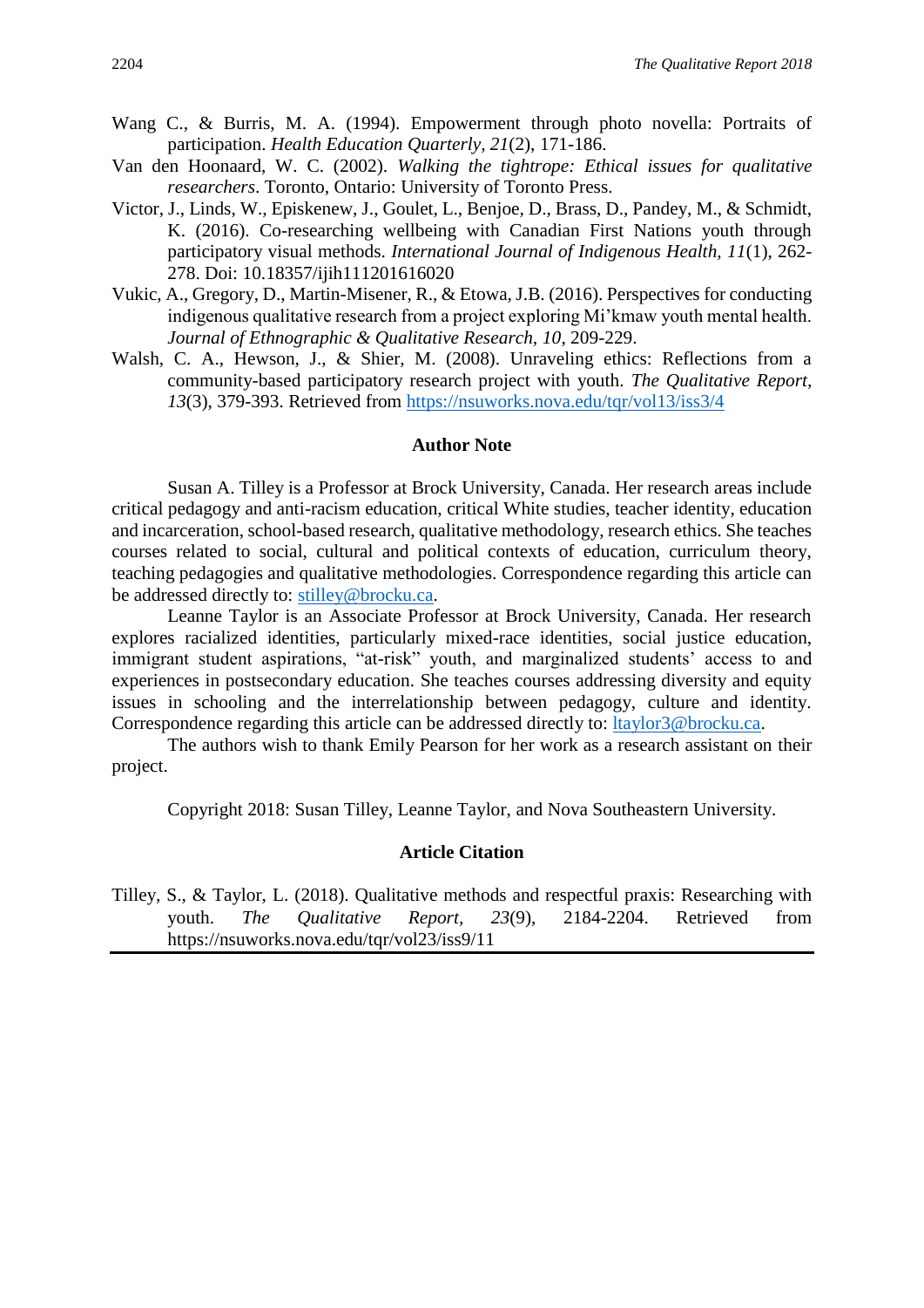Wang C., & Burris, M. A. (1994). Empowerment through photo novella: Portraits of participation. *Health Education Quarterly, 21*(2), 171-186.

Van den Hoonaard, W. C. (2002). *Walking the tightrope: Ethical issues for qualitative researchers*. Toronto, Ontario: University of Toronto Press.

Victor, J., Linds, W., Episkenew, J., Goulet, L., Benjoe, D., Brass, D., Pandey, M., & Schmidt, K. (2016). Co-researching wellbeing with Canadian First Nations youth through participatory visual methods. *International Journal of Indigenous Health, 11*(1), 262-278. Doi: 10.18357/ijih111201616020

Vukic, A., Gregory, D., Martin-Misener, R., & Etowa, J.B. (2016). Perspectives for conducting indigenous qualitative research from a project exploring Mi'kmaw youth mental health. *Journal of Ethnographic & Qualitative Research, 10*, 209-229.

Walsh, C. A., Hewson, J., & Shier, M. (2008). Unraveling ethics: Reflections from a community-based participatory research project with youth. *The Qualitative Report, 13*(3), 379-393. Retrieved from https://nsuworks.nova.edu/tqr/vol13/iss3/4

## Author Note

Susan A. Tilley is a Professor at Brock University, Canada. Her research areas include critical pedagogy and anti-racism education, critical White studies, teacher identity, education and incarceration, school-based research, qualitative methodology, research ethics. She teaches courses related to social, cultural and political contexts of education, curriculum theory, teaching pedagogies and qualitative methodologies. Correspondence regarding this article can be addressed directly to: stilley@brocku.ca.

Leanne Taylor is an Associate Professor at Brock University, Canada. Her research explores racialized identities, particularly mixed-race identities, social justice education, immigrant student aspirations, "at-risk" youth, and marginalized students' access to and experiences in postsecondary education. She teaches courses addressing diversity and equity issues in schooling and the interrelationship between pedagogy, culture and identity. Correspondence regarding this article can be addressed directly to: ltaylor3@brocku.ca.

The authors wish to thank Emily Pearson for her work as a research assistant on their project.

Copyright 2018: Susan Tilley, Leanne Taylor, and Nova Southeastern University.

## Article Citation

Tilley, S., & Taylor, L. (2018). Qualitative methods and respectful praxis: Researching with youth. *The Qualitative Report, 23*(9), 2184-2204. Retrieved from https://nsuworks.nova.edu/tqr/vol23/iss9/11